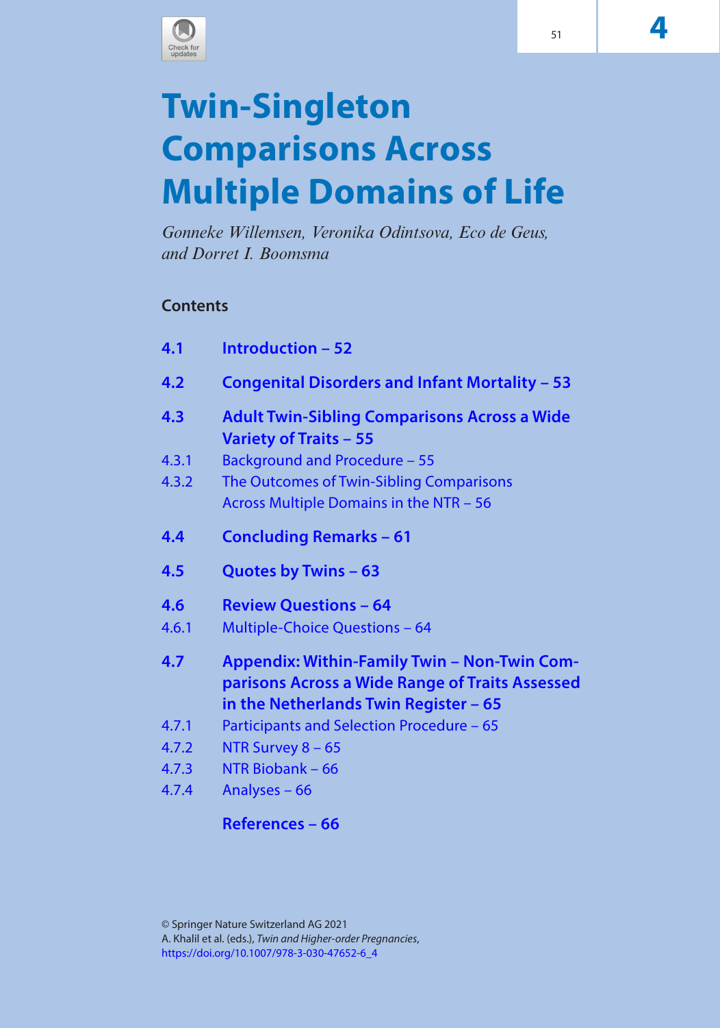# Twin-Singleton Comparisons Across Multiple Domains of Life

*Gonneke Willemsen, Veronika Odintsova, Eco de Geus, and Dorret I. Boomsma*

## Contents

**4.1 Introduction – 52**

**4.2 Congenital Disorders and Infant Mortality – 53**

**4.3 Adult Twin-Sibling Comparisons Across a Wide Variety of Traits – 55**

4.3.1 Background and Procedure – 55

4.3.2 The Outcomes of Twin-Sibling Comparisons Across Multiple Domains in the NTR – 56

**4.4 Concluding Remarks – 61**

**4.5 Quotes by Twins – 63**

**4.6 Review Questions – 64**

4.6.1 Multiple-Choice Questions – 64

**4.7 Appendix: Within-Family Twin – Non-Twin Comparisons Across a Wide Range of Traits Assessed in the Netherlands Twin Register – 65**

4.7.1 Participants and Selection Procedure – 65

4.7.2 NTR Survey 8 – 65

4.7.3 NTR Biobank – 66

4.7.4 Analyses – 66

**References – 66**

© Springer Nature Switzerland AG 2021
A. Khalil et al. (eds.), *Twin and Higher-order Pregnancies*,
https://doi.org/10.1007/978-3-030-47652-6_4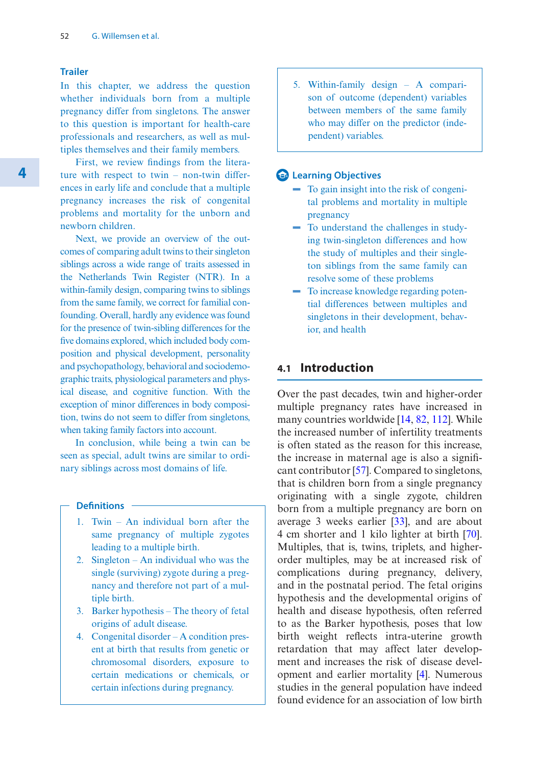### Trailer

In this chapter, we address the question whether individuals born from a multiple pregnancy differ from singletons. The answer to this question is important for health-care professionals and researchers, as well as multiples themselves and their family members.

First, we review findings from the literature with respect to twin – non-twin differences in early life and conclude that a multiple pregnancy increases the risk of congenital problems and mortality for the unborn and newborn children.

Next, we provide an overview of the outcomes of comparing adult twins to their singleton siblings across a wide range of traits assessed in the Netherlands Twin Register (NTR). In a within-family design, comparing twins to siblings from the same family, we correct for familial confounding. Overall, hardly any evidence was found for the presence of twin-sibling differences for the five domains explored, which included body composition and physical development, personality and psychopathology, behavioral and sociodemographic traits, physiological parameters and physical disease, and cognitive function. With the exception of minor differences in body composition, twins do not seem to differ from singletons, when taking family factors into account.

In conclusion, while being a twin can be seen as special, adult twins are similar to ordinary siblings across most domains of life.

### Definitions

1. Twin – An individual born after the same pregnancy of multiple zygotes leading to a multiple birth.
2. Singleton – An individual who was the single (surviving) zygote during a pregnancy and therefore not part of a multiple birth.
3. Barker hypothesis – The theory of fetal origins of adult disease.
4. Congenital disorder – A condition present at birth that results from genetic or chromosomal disorders, exposure to certain medications or chemicals, or certain infections during pregnancy.
5. Within-family design – A comparison of outcome (dependent) variables between members of the same family who may differ on the predictor (independent) variables.

### Learning Objectives

- To gain insight into the risk of congenital problems and mortality in multiple pregnancy
- To understand the challenges in studying twin-singleton differences and how the study of multiples and their singleton siblings from the same family can resolve some of these problems
- To increase knowledge regarding potential differences between multiples and singletons in their development, behavior, and health

## 4.1 Introduction

Over the past decades, twin and higher-order multiple pregnancy rates have increased in many countries worldwide [14, 82, 112]. While the increased number of infertility treatments is often stated as the reason for this increase, the increase in maternal age is also a significant contributor [57]. Compared to singletons, that is children born from a single pregnancy originating with a single zygote, children born from a multiple pregnancy are born on average 3 weeks earlier [33], and are about 4 cm shorter and 1 kilo lighter at birth [70]. Multiples, that is, twins, triplets, and higher-order multiples, may be at increased risk of complications during pregnancy, delivery, and in the postnatal period. The fetal origins hypothesis and the developmental origins of health and disease hypothesis, often referred to as the Barker hypothesis, poses that low birth weight reflects intra-uterine growth retardation that may affect later development and increases the risk of disease development and earlier mortality [4]. Numerous studies in the general population have indeed found evidence for an association of low birth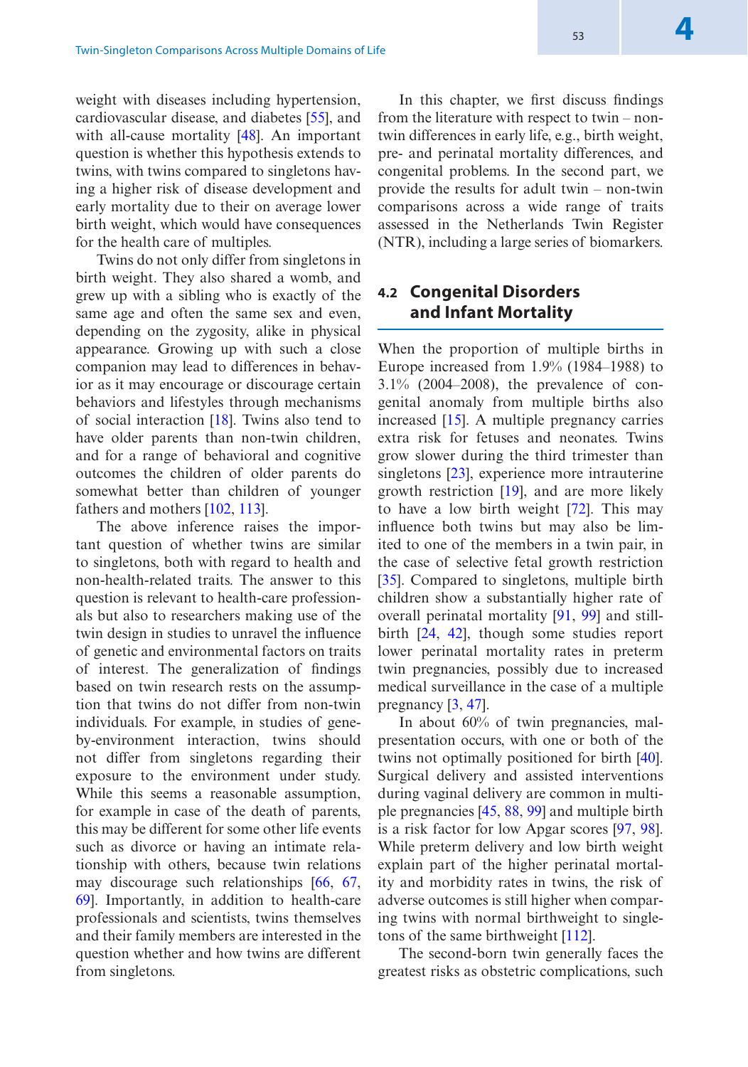weight with diseases including hypertension, cardiovascular disease, and diabetes [55], and with all-cause mortality [48]. An important question is whether this hypothesis extends to twins, with twins compared to singletons having a higher risk of disease development and early mortality due to their on average lower birth weight, which would have consequences for the health care of multiples.

Twins do not only differ from singletons in birth weight. They also shared a womb, and grew up with a sibling who is exactly of the same age and often the same sex and even, depending on the zygosity, alike in physical appearance. Growing up with such a close companion may lead to differences in behavior as it may encourage or discourage certain behaviors and lifestyles through mechanisms of social interaction [18]. Twins also tend to have older parents than non-twin children, and for a range of behavioral and cognitive outcomes the children of older parents do somewhat better than children of younger fathers and mothers [102, 113].

The above inference raises the important question of whether twins are similar to singletons, both with regard to health and non-health-related traits. The answer to this question is relevant to health-care professionals but also to researchers making use of the twin design in studies to unravel the influence of genetic and environmental factors on traits of interest. The generalization of findings based on twin research rests on the assumption that twins do not differ from non-twin individuals. For example, in studies of gene-by-environment interaction, twins should not differ from singletons regarding their exposure to the environment under study. While this seems a reasonable assumption, for example in case of the death of parents, this may be different for some other life events such as divorce or having an intimate relationship with others, because twin relations may discourage such relationships [66, 67, 69]. Importantly, in addition to health-care professionals and scientists, twins themselves and their family members are interested in the question whether and how twins are different from singletons.

In this chapter, we first discuss findings from the literature with respect to twin – non-twin differences in early life, e.g., birth weight, pre- and perinatal mortality differences, and congenital problems. In the second part, we provide the results for adult twin – non-twin comparisons across a wide range of traits assessed in the Netherlands Twin Register (NTR), including a large series of biomarkers.

## 4.2 Congenital Disorders and Infant Mortality

When the proportion of multiple births in Europe increased from 1.9% (1984–1988) to 3.1% (2004–2008), the prevalence of congenital anomaly from multiple births also increased [15]. A multiple pregnancy carries extra risk for fetuses and neonates. Twins grow slower during the third trimester than singletons [23], experience more intrauterine growth restriction [19], and are more likely to have a low birth weight [72]. This may influence both twins but may also be limited to one of the members in a twin pair, in the case of selective fetal growth restriction [35]. Compared to singletons, multiple birth children show a substantially higher rate of overall perinatal mortality [91, 99] and stillbirth [24, 42], though some studies report lower perinatal mortality rates in preterm twin pregnancies, possibly due to increased medical surveillance in the case of a multiple pregnancy [3, 47].

In about 60% of twin pregnancies, malpresentation occurs, with one or both of the twins not optimally positioned for birth [40]. Surgical delivery and assisted interventions during vaginal delivery are common in multiple pregnancies [45, 88, 99] and multiple birth is a risk factor for low Apgar scores [97, 98]. While preterm delivery and low birth weight explain part of the higher perinatal mortality and morbidity rates in twins, the risk of adverse outcomes is still higher when comparing twins with normal birthweight to singletons of the same birthweight [112].

The second-born twin generally faces the greatest risks as obstetric complications, such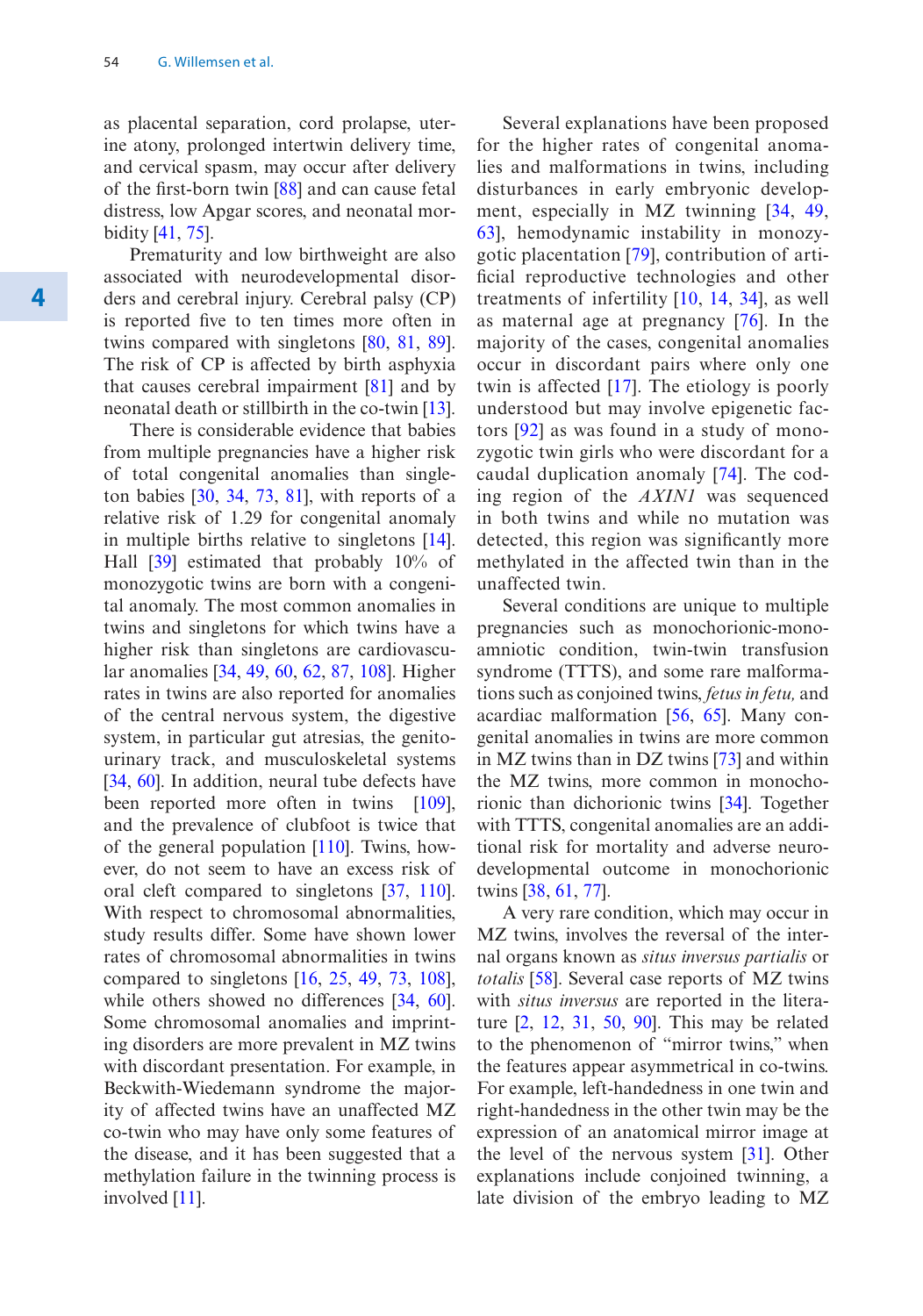as placental separation, cord prolapse, uterine atony, prolonged intertwin delivery time, and cervical spasm, may occur after delivery of the first-born twin [88] and can cause fetal distress, low Apgar scores, and neonatal morbidity [41, 75].

Prematurity and low birthweight are also associated with neurodevelopmental disorders and cerebral injury. Cerebral palsy (CP) is reported five to ten times more often in twins compared with singletons [80, 81, 89]. The risk of CP is affected by birth asphyxia that causes cerebral impairment [81] and by neonatal death or stillbirth in the co-twin [13].

There is considerable evidence that babies from multiple pregnancies have a higher risk of total congenital anomalies than singleton babies [30, 34, 73, 81], with reports of a relative risk of 1.29 for congenital anomaly in multiple births relative to singletons [14]. Hall [39] estimated that probably 10% of monozygotic twins are born with a congenital anomaly. The most common anomalies in twins and singletons for which twins have a higher risk than singletons are cardiovascular anomalies [34, 49, 60, 62, 87, 108]. Higher rates in twins are also reported for anomalies of the central nervous system, the digestive system, in particular gut atresias, the genitourinary track, and musculoskeletal systems [34, 60]. In addition, neural tube defects have been reported more often in twins [109], and the prevalence of clubfoot is twice that of the general population [110]. Twins, however, do not seem to have an excess risk of oral cleft compared to singletons [37, 110]. With respect to chromosomal abnormalities, study results differ. Some have shown lower rates of chromosomal abnormalities in twins compared to singletons [16, 25, 49, 73, 108], while others showed no differences [34, 60]. Some chromosomal anomalies and imprinting disorders are more prevalent in MZ twins with discordant presentation. For example, in Beckwith-Wiedemann syndrome the majority of affected twins have an unaffected MZ co-twin who may have only some features of the disease, and it has been suggested that a methylation failure in the twinning process is involved [11].

Several explanations have been proposed for the higher rates of congenital anomalies and malformations in twins, including disturbances in early embryonic development, especially in MZ twinning [34, 49, 63], hemodynamic instability in monozygotic placentation [79], contribution of artificial reproductive technologies and other treatments of infertility [10, 14, 34], as well as maternal age at pregnancy [76]. In the majority of the cases, congenital anomalies occur in discordant pairs where only one twin is affected [17]. The etiology is poorly understood but may involve epigenetic factors [92] as was found in a study of monozygotic twin girls who were discordant for a caudal duplication anomaly [74]. The coding region of the *AXIN1* was sequenced in both twins and while no mutation was detected, this region was significantly more methylated in the affected twin than in the unaffected twin.

Several conditions are unique to multiple pregnancies such as monochorionic-monoamniotic condition, twin-twin transfusion syndrome (TTTS), and some rare malformations such as conjoined twins, *fetus in fetu,* and acardiac malformation [56, 65]. Many congenital anomalies in twins are more common in MZ twins than in DZ twins [73] and within the MZ twins, more common in monochorionic than dichorionic twins [34]. Together with TTTS, congenital anomalies are an additional risk for mortality and adverse neurodevelopmental outcome in monochorionic twins [38, 61, 77].

A very rare condition, which may occur in MZ twins, involves the reversal of the internal organs known as *situs inversus partialis* or *totalis* [58]. Several case reports of MZ twins with *situs inversus* are reported in the literature [2, 12, 31, 50, 90]. This may be related to the phenomenon of "mirror twins," when the features appear asymmetrical in co-twins. For example, left-handedness in one twin and right-handedness in the other twin may be the expression of an anatomical mirror image at the level of the nervous system [31]. Other explanations include conjoined twinning, a late division of the embryo leading to MZ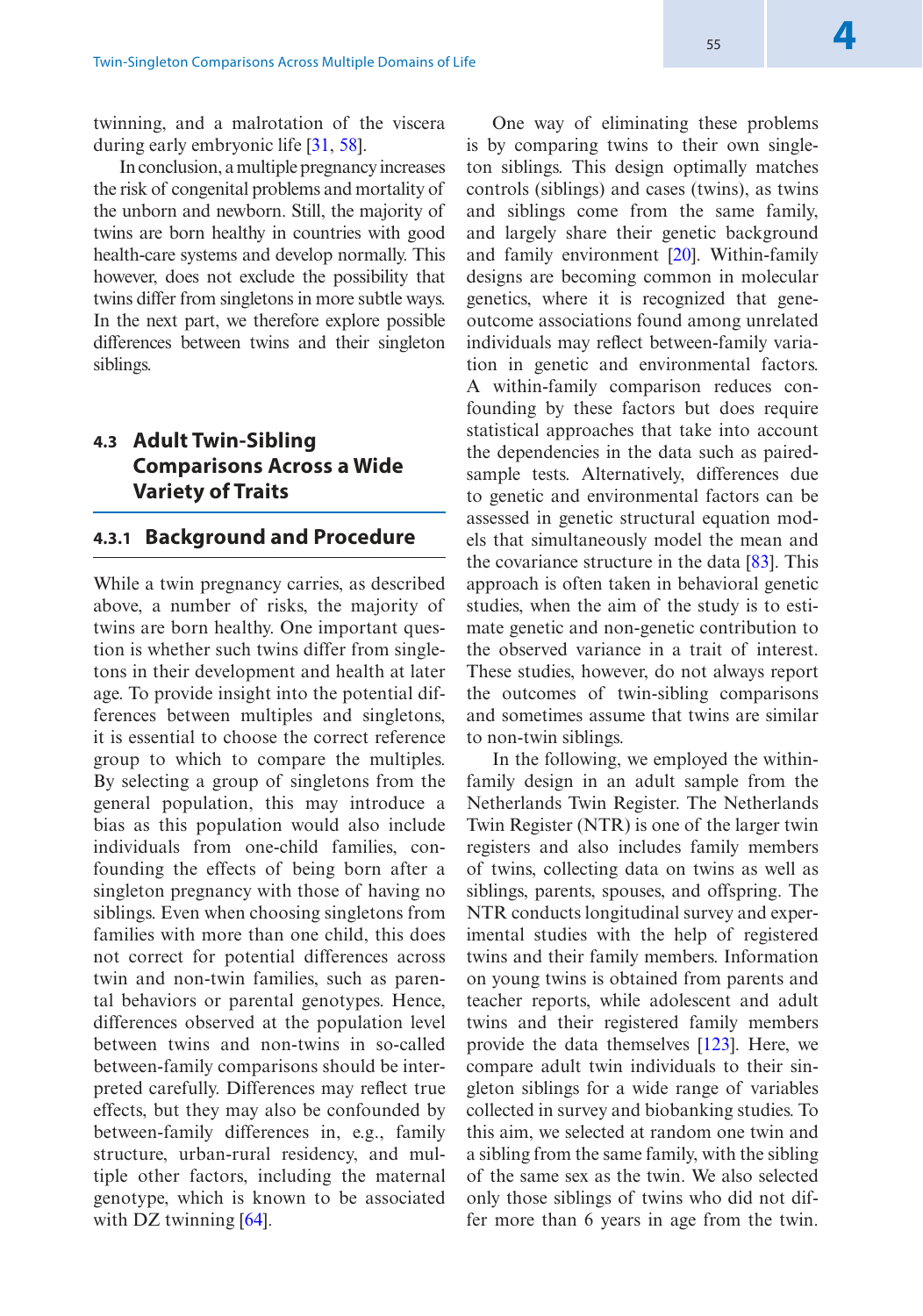twinning, and a malrotation of the viscera during early embryonic life [31, 58].

In conclusion, a multiple pregnancy increases the risk of congenital problems and mortality of the unborn and newborn. Still, the majority of twins are born healthy in countries with good health-care systems and develop normally. This however, does not exclude the possibility that twins differ from singletons in more subtle ways. In the next part, we therefore explore possible differences between twins and their singleton siblings.

## 4.3 Adult Twin-Sibling Comparisons Across a Wide Variety of Traits

### 4.3.1 Background and Procedure

While a twin pregnancy carries, as described above, a number of risks, the majority of twins are born healthy. One important question is whether such twins differ from singletons in their development and health at later age. To provide insight into the potential differences between multiples and singletons, it is essential to choose the correct reference group to which to compare the multiples. By selecting a group of singletons from the general population, this may introduce a bias as this population would also include individuals from one-child families, confounding the effects of being born after a singleton pregnancy with those of having no siblings. Even when choosing singletons from families with more than one child, this does not correct for potential differences across twin and non-twin families, such as parental behaviors or parental genotypes. Hence, differences observed at the population level between twins and non-twins in so-called between-family comparisons should be interpreted carefully. Differences may reflect true effects, but they may also be confounded by between-family differences in, e.g., family structure, urban-rural residency, and multiple other factors, including the maternal genotype, which is known to be associated with DZ twinning [64].

One way of eliminating these problems is by comparing twins to their own singleton siblings. This design optimally matches controls (siblings) and cases (twins), as twins and siblings come from the same family, and largely share their genetic background and family environment [20]. Within-family designs are becoming common in molecular genetics, where it is recognized that gene-outcome associations found among unrelated individuals may reflect between-family variation in genetic and environmental factors. A within-family comparison reduces confounding by these factors but does require statistical approaches that take into account the dependencies in the data such as paired-sample tests. Alternatively, differences due to genetic and environmental factors can be assessed in genetic structural equation models that simultaneously model the mean and the covariance structure in the data [83]. This approach is often taken in behavioral genetic studies, when the aim of the study is to estimate genetic and non-genetic contribution to the observed variance in a trait of interest. These studies, however, do not always report the outcomes of twin-sibling comparisons and sometimes assume that twins are similar to non-twin siblings.

In the following, we employed the within-family design in an adult sample from the Netherlands Twin Register. The Netherlands Twin Register (NTR) is one of the larger twin registers and also includes family members of twins, collecting data on twins as well as siblings, parents, spouses, and offspring. The NTR conducts longitudinal survey and experimental studies with the help of registered twins and their family members. Information on young twins is obtained from parents and teacher reports, while adolescent and adult twins and their registered family members provide the data themselves [123]. Here, we compare adult twin individuals to their singleton siblings for a wide range of variables collected in survey and biobanking studies. To this aim, we selected at random one twin and a sibling from the same family, with the sibling of the same sex as the twin. We also selected only those siblings of twins who did not differ more than 6 years in age from the twin.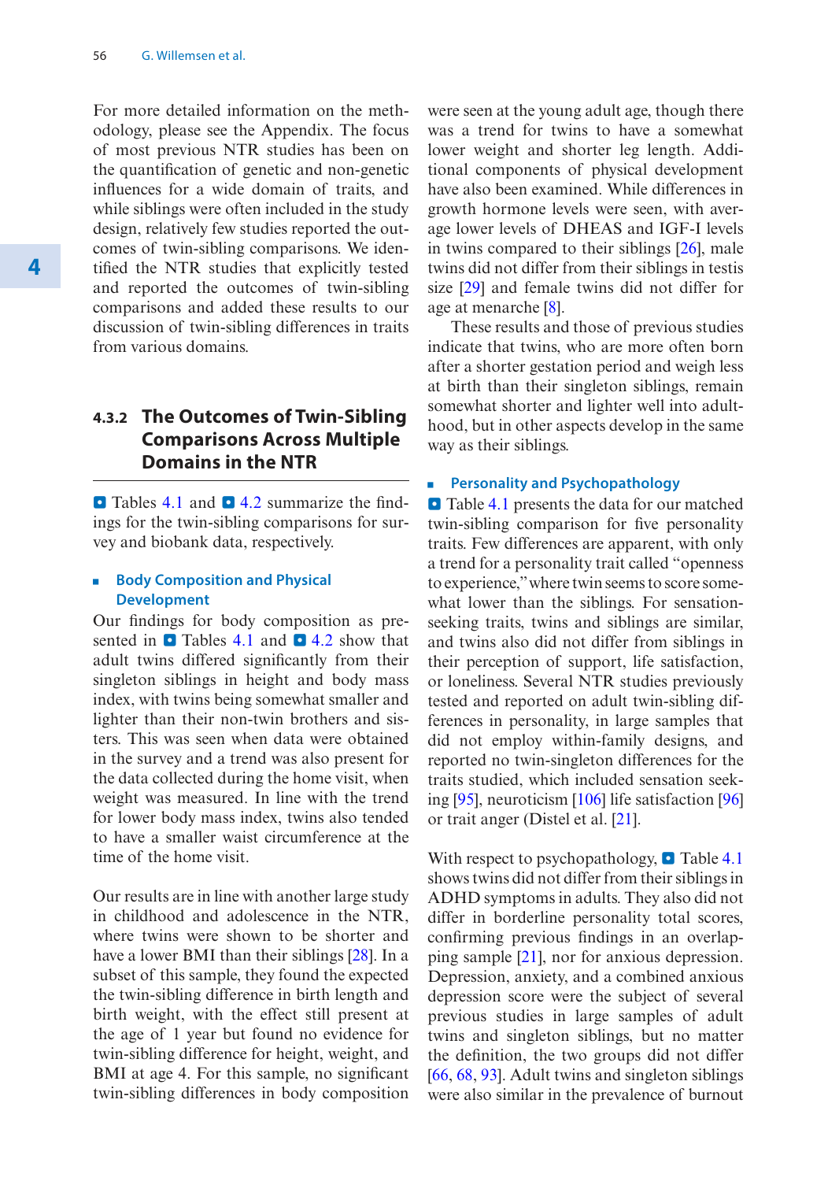For more detailed information on the methodology, please see the Appendix. The focus of most previous NTR studies has been on the quantification of genetic and non-genetic influences for a wide domain of traits, and while siblings were often included in the study design, relatively few studies reported the outcomes of twin-sibling comparisons. We identified the NTR studies that explicitly tested and reported the outcomes of twin-sibling comparisons and added these results to our discussion of twin-sibling differences in traits from various domains.

### 4.3.2 The Outcomes of Twin-Sibling Comparisons Across Multiple Domains in the NTR

Tables 4.1 and 4.2 summarize the findings for the twin-sibling comparisons for survey and biobank data, respectively.

#### Body Composition and Physical Development

Our findings for body composition as presented in Tables 4.1 and 4.2 show that adult twins differed significantly from their singleton siblings in height and body mass index, with twins being somewhat smaller and lighter than their non-twin brothers and sisters. This was seen when data were obtained in the survey and a trend was also present for the data collected during the home visit, when weight was measured. In line with the trend for lower body mass index, twins also tended to have a smaller waist circumference at the time of the home visit.

Our results are in line with another large study in childhood and adolescence in the NTR, where twins were shown to be shorter and have a lower BMI than their siblings [28]. In a subset of this sample, they found the expected the twin-sibling difference in birth length and birth weight, with the effect still present at the age of 1 year but found no evidence for twin-sibling difference for height, weight, and BMI at age 4. For this sample, no significant twin-sibling differences in body composition were seen at the young adult age, though there was a trend for twins to have a somewhat lower weight and shorter leg length. Additional components of physical development have also been examined. While differences in growth hormone levels were seen, with average lower levels of DHEAS and IGF-I levels in twins compared to their siblings [26], male twins did not differ from their siblings in testis size [29] and female twins did not differ for age at menarche [8].

These results and those of previous studies indicate that twins, who are more often born after a shorter gestation period and weigh less at birth than their singleton siblings, remain somewhat shorter and lighter well into adulthood, but in other aspects develop in the same way as their siblings.

#### Personality and Psychopathology

Table 4.1 presents the data for our matched twin-sibling comparison for five personality traits. Few differences are apparent, with only a trend for a personality trait called "openness to experience," where twin seems to score somewhat lower than the siblings. For sensation-seeking traits, twins and siblings are similar, and twins also did not differ from siblings in their perception of support, life satisfaction, or loneliness. Several NTR studies previously tested and reported on adult twin-sibling differences in personality, in large samples that did not employ within-family designs, and reported no twin-singleton differences for the traits studied, which included sensation seeking [95], neuroticism [106] life satisfaction [96] or trait anger (Distel et al. [21].

With respect to psychopathology, Table 4.1 shows twins did not differ from their siblings in ADHD symptoms in adults. They also did not differ in borderline personality total scores, confirming previous findings in an overlapping sample [21], nor for anxious depression. Depression, anxiety, and a combined anxious depression score were the subject of several previous studies in large samples of adult twins and singleton siblings, but no matter the definition, the two groups did not differ [66, 68, 93]. Adult twins and singleton siblings were also similar in the prevalence of burnout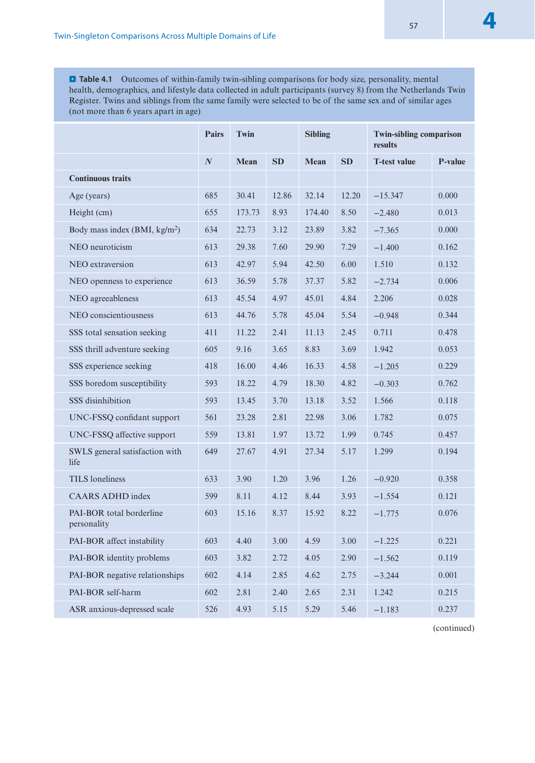**Table 4.1** Outcomes of within-family twin-sibling comparisons for body size, personality, mental health, demographics, and lifestyle data collected in adult participants (survey 8) from the Netherlands Twin Register. Twins and siblings from the same family were selected to be of the same sex and of similar ages (not more than 6 years apart in age)

| | Pairs | Twin | | Sibling | | Twin-sibling comparison results | |
|---|---|---|---|---|---|---|---|
| | *N* | Mean | SD | Mean | SD | T-test value | P-value |
| **Continuous traits** | | | | | | | |
| Age (years) | 685 | 30.41 | 12.86 | 32.14 | 12.20 | −15.347 | 0.000 |
| Height (cm) | 655 | 173.73 | 8.93 | 174.40 | 8.50 | −2.480 | 0.013 |
| Body mass index (BMI, kg/m²) | 634 | 22.73 | 3.12 | 23.89 | 3.82 | −7.365 | 0.000 |
| NEO neuroticism | 613 | 29.38 | 7.60 | 29.90 | 7.29 | −1.400 | 0.162 |
| NEO extraversion | 613 | 42.97 | 5.94 | 42.50 | 6.00 | 1.510 | 0.132 |
| NEO openness to experience | 613 | 36.59 | 5.78 | 37.37 | 5.82 | −2.734 | 0.006 |
| NEO agreeableness | 613 | 45.54 | 4.97 | 45.01 | 4.84 | 2.206 | 0.028 |
| NEO conscientiousness | 613 | 44.76 | 5.78 | 45.04 | 5.54 | −0.948 | 0.344 |
| SSS total sensation seeking | 411 | 11.22 | 2.41 | 11.13 | 2.45 | 0.711 | 0.478 |
| SSS thrill adventure seeking | 605 | 9.16 | 3.65 | 8.83 | 3.69 | 1.942 | 0.053 |
| SSS experience seeking | 418 | 16.00 | 4.46 | 16.33 | 4.58 | −1.205 | 0.229 |
| SSS boredom susceptibility | 593 | 18.22 | 4.79 | 18.30 | 4.82 | −0.303 | 0.762 |
| SSS disinhibition | 593 | 13.45 | 3.70 | 13.18 | 3.52 | 1.566 | 0.118 |
| UNC-FSSQ confidant support | 561 | 23.28 | 2.81 | 22.98 | 3.06 | 1.782 | 0.075 |
| UNC-FSSQ affective support | 559 | 13.81 | 1.97 | 13.72 | 1.99 | 0.745 | 0.457 |
| SWLS general satisfaction with life | 649 | 27.67 | 4.91 | 27.34 | 5.17 | 1.299 | 0.194 |
| TILS loneliness | 633 | 3.90 | 1.20 | 3.96 | 1.26 | −0.920 | 0.358 |
| CAARS ADHD index | 599 | 8.11 | 4.12 | 8.44 | 3.93 | −1.554 | 0.121 |
| PAI-BOR total borderline personality | 603 | 15.16 | 8.37 | 15.92 | 8.22 | −1.775 | 0.076 |
| PAI-BOR affect instability | 603 | 4.40 | 3.00 | 4.59 | 3.00 | −1.225 | 0.221 |
| PAI-BOR identity problems | 603 | 3.82 | 2.72 | 4.05 | 2.90 | −1.562 | 0.119 |
| PAI-BOR negative relationships | 602 | 4.14 | 2.85 | 4.62 | 2.75 | −3.244 | 0.001 |
| PAI-BOR self-harm | 602 | 2.81 | 2.40 | 2.65 | 2.31 | 1.242 | 0.215 |
| ASR anxious-depressed scale | 526 | 4.93 | 5.15 | 5.29 | 5.46 | −1.183 | 0.237 |

(continued)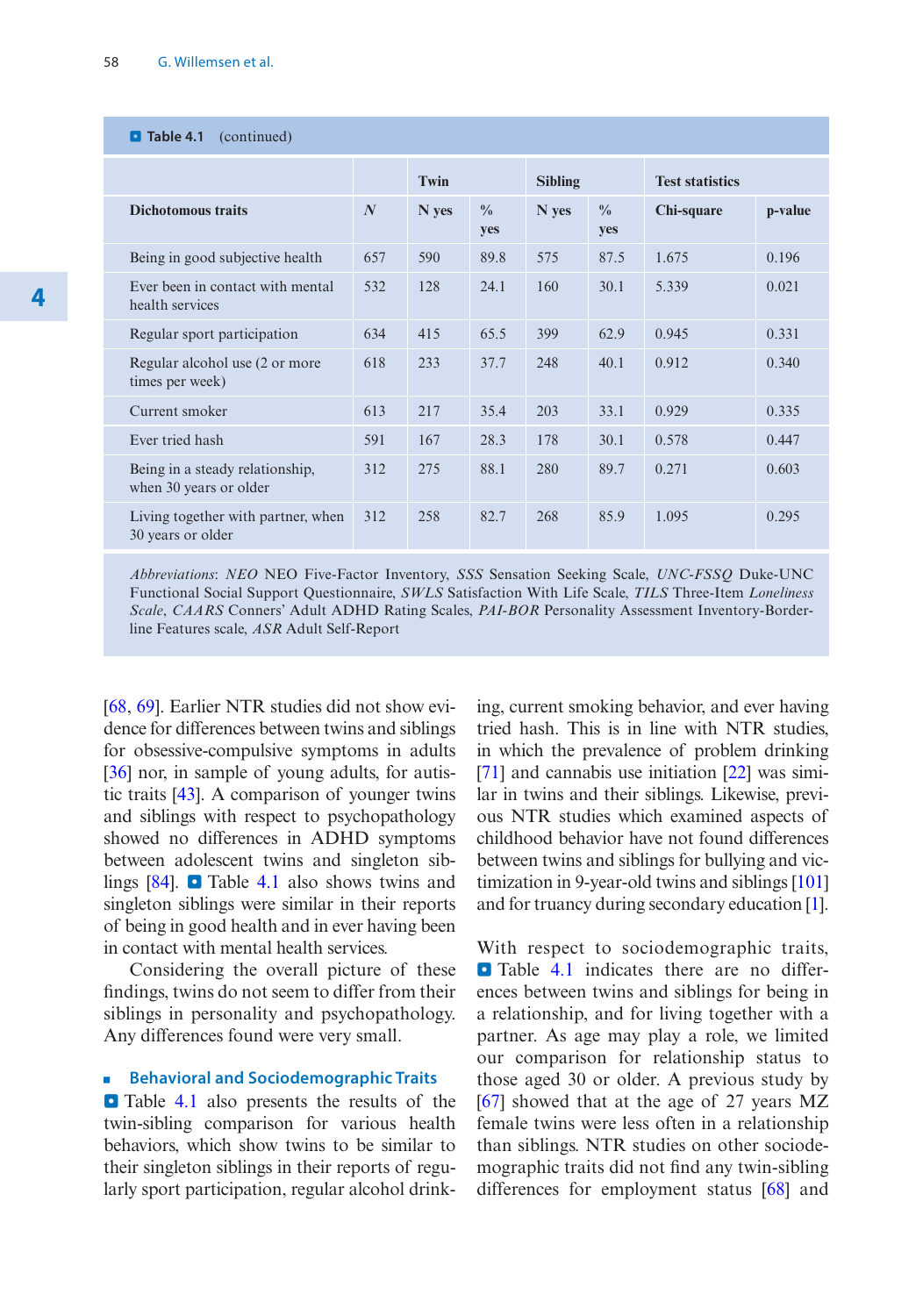**Table 4.1** (continued)

| Dichotomous traits | *N* | Twin | | Sibling | | Test statistics | |
|---|---|---|---|---|---|---|---|
| | | N yes | % yes | N yes | % yes | Chi-square | p-value |
| Being in good subjective health | 657 | 590 | 89.8 | 575 | 87.5 | 1.675 | 0.196 |
| Ever been in contact with mental health services | 532 | 128 | 24.1 | 160 | 30.1 | 5.339 | 0.021 |
| Regular sport participation | 634 | 415 | 65.5 | 399 | 62.9 | 0.945 | 0.331 |
| Regular alcohol use (2 or more times per week) | 618 | 233 | 37.7 | 248 | 40.1 | 0.912 | 0.340 |
| Current smoker | 613 | 217 | 35.4 | 203 | 33.1 | 0.929 | 0.335 |
| Ever tried hash | 591 | 167 | 28.3 | 178 | 30.1 | 0.578 | 0.447 |
| Being in a steady relationship, when 30 years or older | 312 | 275 | 88.1 | 280 | 89.7 | 0.271 | 0.603 |
| Living together with partner, when 30 years or older | 312 | 258 | 82.7 | 268 | 85.9 | 1.095 | 0.295 |

*Abbreviations*: *NEO* NEO Five-Factor Inventory, *SSS* Sensation Seeking Scale, *UNC-FSSQ* Duke-UNC Functional Social Support Questionnaire, *SWLS* Satisfaction With Life Scale, *TILS* Three-Item *Loneliness Scale*, *CAARS* Conners' Adult ADHD Rating Scales, *PAI-BOR* Personality Assessment Inventory-Borderline Features scale, *ASR* Adult Self-Report

[68, 69]. Earlier NTR studies did not show evidence for differences between twins and siblings for obsessive-compulsive symptoms in adults [36] nor, in sample of young adults, for autistic traits [43]. A comparison of younger twins and siblings with respect to psychopathology showed no differences in ADHD symptoms between adolescent twins and singleton siblings [84]. Table 4.1 also shows twins and singleton siblings were similar in their reports of being in good health and in ever having been in contact with mental health services.

Considering the overall picture of these findings, twins do not seem to differ from their siblings in personality and psychopathology. Any differences found were very small.

### Behavioral and Sociodemographic Traits

Table 4.1 also presents the results of the twin-sibling comparison for various health behaviors, which show twins to be similar to their singleton siblings in their reports of regularly sport participation, regular alcohol drinking, current smoking behavior, and ever having tried hash. This is in line with NTR studies, in which the prevalence of problem drinking [71] and cannabis use initiation [22] was similar in twins and their siblings. Likewise, previous NTR studies which examined aspects of childhood behavior have not found differences between twins and siblings for bullying and victimization in 9-year-old twins and siblings [101] and for truancy during secondary education [1].

With respect to sociodemographic traits, Table 4.1 indicates there are no differences between twins and siblings for being in a relationship, and for living together with a partner. As age may play a role, we limited our comparison for relationship status to those aged 30 or older. A previous study by [67] showed that at the age of 27 years MZ female twins were less often in a relationship than siblings. NTR studies on other sociodemographic traits did not find any twin-sibling differences for employment status [68] and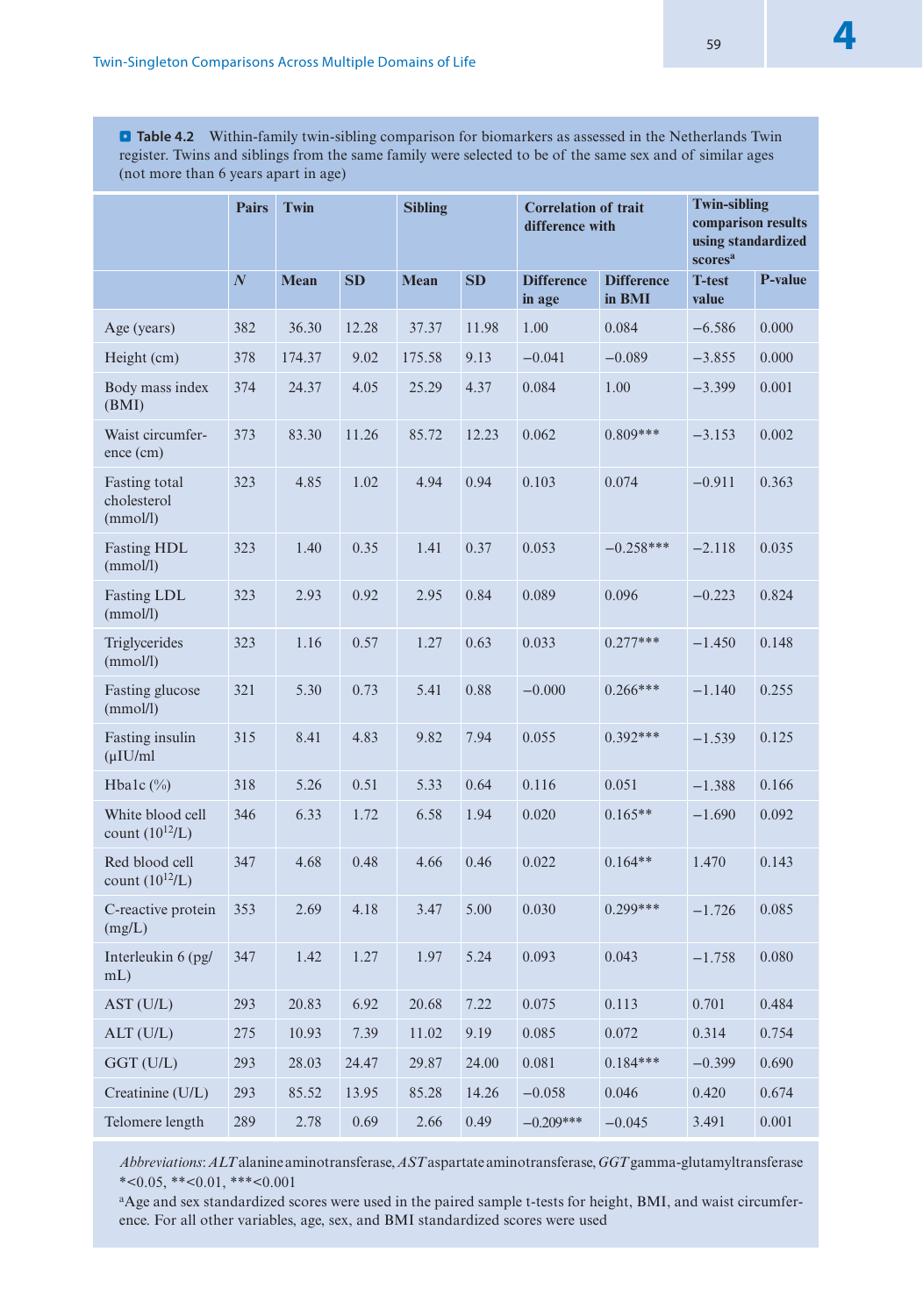**Table 4.2** Within-family twin-sibling comparison for biomarkers as assessed in the Netherlands Twin register. Twins and siblings from the same family were selected to be of the same sex and of similar ages (not more than 6 years apart in age)

| | Pairs | Twin | | Sibling | | Correlation of trait difference with | | Twin-sibling comparison results using standardized scores[a] | |
|---|---|---|---|---|---|---|---|---|---|
| | *N* | Mean | SD | Mean | SD | Difference in age | Difference in BMI | T-test value | P-value |
| Age (years) | 382 | 36.30 | 12.28 | 37.37 | 11.98 | 1.00 | 0.084 | −6.586 | 0.000 |
| Height (cm) | 378 | 174.37 | 9.02 | 175.58 | 9.13 | −0.041 | −0.089 | −3.855 | 0.000 |
| Body mass index (BMI) | 374 | 24.37 | 4.05 | 25.29 | 4.37 | 0.084 | 1.00 | −3.399 | 0.001 |
| Waist circumference (cm) | 373 | 83.30 | 11.26 | 85.72 | 12.23 | 0.062 | 0.809*** | −3.153 | 0.002 |
| Fasting total cholesterol (mmol/l) | 323 | 4.85 | 1.02 | 4.94 | 0.94 | 0.103 | 0.074 | −0.911 | 0.363 |
| Fasting HDL (mmol/l) | 323 | 1.40 | 0.35 | 1.41 | 0.37 | 0.053 | −0.258*** | −2.118 | 0.035 |
| Fasting LDL (mmol/l) | 323 | 2.93 | 0.92 | 2.95 | 0.84 | 0.089 | 0.096 | −0.223 | 0.824 |
| Triglycerides (mmol/l) | 323 | 1.16 | 0.57 | 1.27 | 0.63 | 0.033 | 0.277*** | −1.450 | 0.148 |
| Fasting glucose (mmol/l) | 321 | 5.30 | 0.73 | 5.41 | 0.88 | −0.000 | 0.266*** | −1.140 | 0.255 |
| Fasting insulin (μIU/ml | 315 | 8.41 | 4.83 | 9.82 | 7.94 | 0.055 | 0.392*** | −1.539 | 0.125 |
| Hba1c (%) | 318 | 5.26 | 0.51 | 5.33 | 0.64 | 0.116 | 0.051 | −1.388 | 0.166 |
| White blood cell count ($10^{12}$/L) | 346 | 6.33 | 1.72 | 6.58 | 1.94 | 0.020 | 0.165** | −1.690 | 0.092 |
| Red blood cell count ($10^{12}$/L) | 347 | 4.68 | 0.48 | 4.66 | 0.46 | 0.022 | 0.164** | 1.470 | 0.143 |
| C-reactive protein (mg/L) | 353 | 2.69 | 4.18 | 3.47 | 5.00 | 0.030 | 0.299*** | −1.726 | 0.085 |
| Interleukin 6 (pg/mL) | 347 | 1.42 | 1.27 | 1.97 | 5.24 | 0.093 | 0.043 | −1.758 | 0.080 |
| AST (U/L) | 293 | 20.83 | 6.92 | 20.68 | 7.22 | 0.075 | 0.113 | 0.701 | 0.484 |
| ALT (U/L) | 275 | 10.93 | 7.39 | 11.02 | 9.19 | 0.085 | 0.072 | 0.314 | 0.754 |
| GGT (U/L) | 293 | 28.03 | 24.47 | 29.87 | 24.00 | 0.081 | 0.184*** | −0.399 | 0.690 |
| Creatinine (U/L) | 293 | 85.52 | 13.95 | 85.28 | 14.26 | −0.058 | 0.046 | 0.420 | 0.674 |
| Telomere length | 289 | 2.78 | 0.69 | 2.66 | 0.49 | −0.209*** | −0.045 | 3.491 | 0.001 |

*Abbreviations*: *ALT* alanine aminotransferase, *AST* aspartate aminotransferase, *GGT* gamma-glutamyltransferase

*<0.05, **<0.01, ***<0.001

[a]Age and sex standardized scores were used in the paired sample t-tests for height, BMI, and waist circumference. For all other variables, age, sex, and BMI standardized scores were used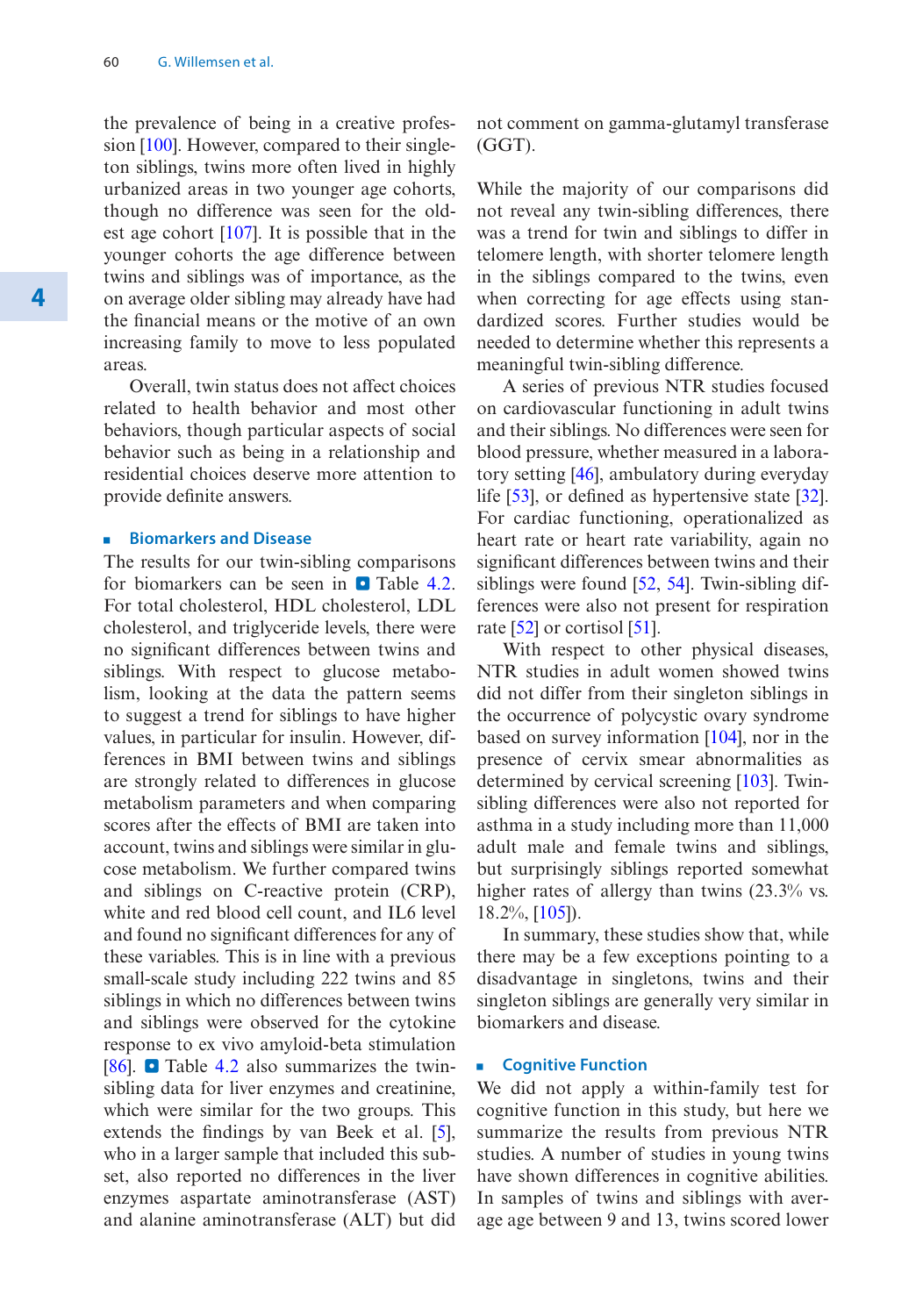the prevalence of being in a creative profession [100]. However, compared to their singleton siblings, twins more often lived in highly urbanized areas in two younger age cohorts, though no difference was seen for the oldest age cohort [107]. It is possible that in the younger cohorts the age difference between twins and siblings was of importance, as the on average older sibling may already have had the financial means or the motive of an own increasing family to move to less populated areas.

Overall, twin status does not affect choices related to health behavior and most other behaviors, though particular aspects of social behavior such as being in a relationship and residential choices deserve more attention to provide definite answers.

## Biomarkers and Disease

The results for our twin-sibling comparisons for biomarkers can be seen in Table 4.2. For total cholesterol, HDL cholesterol, LDL cholesterol, and triglyceride levels, there were no significant differences between twins and siblings. With respect to glucose metabolism, looking at the data the pattern seems to suggest a trend for siblings to have higher values, in particular for insulin. However, differences in BMI between twins and siblings are strongly related to differences in glucose metabolism parameters and when comparing scores after the effects of BMI are taken into account, twins and siblings were similar in glucose metabolism. We further compared twins and siblings on C-reactive protein (CRP), white and red blood cell count, and IL6 level and found no significant differences for any of these variables. This is in line with a previous small-scale study including 222 twins and 85 siblings in which no differences between twins and siblings were observed for the cytokine response to ex vivo amyloid-beta stimulation [86]. Table 4.2 also summarizes the twin-sibling data for liver enzymes and creatinine, which were similar for the two groups. This extends the findings by van Beek et al. [5], who in a larger sample that included this subset, also reported no differences in the liver enzymes aspartate aminotransferase (AST) and alanine aminotransferase (ALT) but did not comment on gamma-glutamyl transferase (GGT).

While the majority of our comparisons did not reveal any twin-sibling differences, there was a trend for twin and siblings to differ in telomere length, with shorter telomere length in the siblings compared to the twins, even when correcting for age effects using standardized scores. Further studies would be needed to determine whether this represents a meaningful twin-sibling difference.

A series of previous NTR studies focused on cardiovascular functioning in adult twins and their siblings. No differences were seen for blood pressure, whether measured in a laboratory setting [46], ambulatory during everyday life [53], or defined as hypertensive state [32]. For cardiac functioning, operationalized as heart rate or heart rate variability, again no significant differences between twins and their siblings were found [52, 54]. Twin-sibling differences were also not present for respiration rate [52] or cortisol [51].

With respect to other physical diseases, NTR studies in adult women showed twins did not differ from their singleton siblings in the occurrence of polycystic ovary syndrome based on survey information [104], nor in the presence of cervix smear abnormalities as determined by cervical screening [103]. Twin-sibling differences were also not reported for asthma in a study including more than 11,000 adult male and female twins and siblings, but surprisingly siblings reported somewhat higher rates of allergy than twins (23.3% vs. 18.2%, [105]).

In summary, these studies show that, while there may be a few exceptions pointing to a disadvantage in singletons, twins and their singleton siblings are generally very similar in biomarkers and disease.

## Cognitive Function

We did not apply a within-family test for cognitive function in this study, but here we summarize the results from previous NTR studies. A number of studies in young twins have shown differences in cognitive abilities. In samples of twins and siblings with average age between 9 and 13, twins scored lower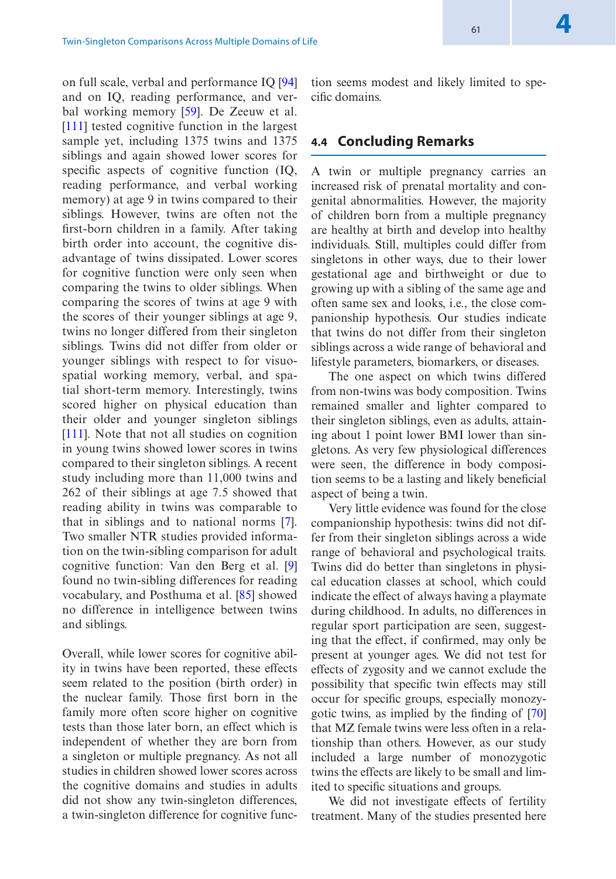on full scale, verbal and performance IQ [94] and on IQ, reading performance, and verbal working memory [59]. De Zeeuw et al. [111] tested cognitive function in the largest sample yet, including 1375 twins and 1375 siblings and again showed lower scores for specific aspects of cognitive function (IQ, reading performance, and verbal working memory) at age 9 in twins compared to their siblings. However, twins are often not the first-born children in a family. After taking birth order into account, the cognitive disadvantage of twins dissipated. Lower scores for cognitive function were only seen when comparing the twins to older siblings. When comparing the scores of twins at age 9 with the scores of their younger siblings at age 9, twins no longer differed from their singleton siblings. Twins did not differ from older or younger siblings with respect to for visuospatial working memory, verbal, and spatial short-term memory. Interestingly, twins scored higher on physical education than their older and younger singleton siblings [111]. Note that not all studies on cognition in young twins showed lower scores in twins compared to their singleton siblings. A recent study including more than 11,000 twins and 262 of their siblings at age 7.5 showed that reading ability in twins was comparable to that in siblings and to national norms [7]. Two smaller NTR studies provided information on the twin-sibling comparison for adult cognitive function: Van den Berg et al. [9] found no twin-sibling differences for reading vocabulary, and Posthuma et al. [85] showed no difference in intelligence between twins and siblings.

Overall, while lower scores for cognitive ability in twins have been reported, these effects seem related to the position (birth order) in the nuclear family. Those first born in the family more often score higher on cognitive tests than those later born, an effect which is independent of whether they are born from a singleton or multiple pregnancy. As not all studies in children showed lower scores across the cognitive domains and studies in adults did not show any twin-singleton differences, a twin-singleton difference for cognitive function seems modest and likely limited to specific domains.

## 4.4 Concluding Remarks

A twin or multiple pregnancy carries an increased risk of prenatal mortality and congenital abnormalities. However, the majority of children born from a multiple pregnancy are healthy at birth and develop into healthy individuals. Still, multiples could differ from singletons in other ways, due to their lower gestational age and birthweight or due to growing up with a sibling of the same age and often same sex and looks, i.e., the close companionship hypothesis. Our studies indicate that twins do not differ from their singleton siblings across a wide range of behavioral and lifestyle parameters, biomarkers, or diseases.

The one aspect on which twins differed from non-twins was body composition. Twins remained smaller and lighter compared to their singleton siblings, even as adults, attaining about 1 point lower BMI lower than singletons. As very few physiological differences were seen, the difference in body composition seems to be a lasting and likely beneficial aspect of being a twin.

Very little evidence was found for the close companionship hypothesis: twins did not differ from their singleton siblings across a wide range of behavioral and psychological traits. Twins did do better than singletons in physical education classes at school, which could indicate the effect of always having a playmate during childhood. In adults, no differences in regular sport participation are seen, suggesting that the effect, if confirmed, may only be present at younger ages. We did not test for effects of zygosity and we cannot exclude the possibility that specific twin effects may still occur for specific groups, especially monozygotic twins, as implied by the finding of [70] that MZ female twins were less often in a relationship than others. However, as our study included a large number of monozygotic twins the effects are likely to be small and limited to specific situations and groups.

We did not investigate effects of fertility treatment. Many of the studies presented here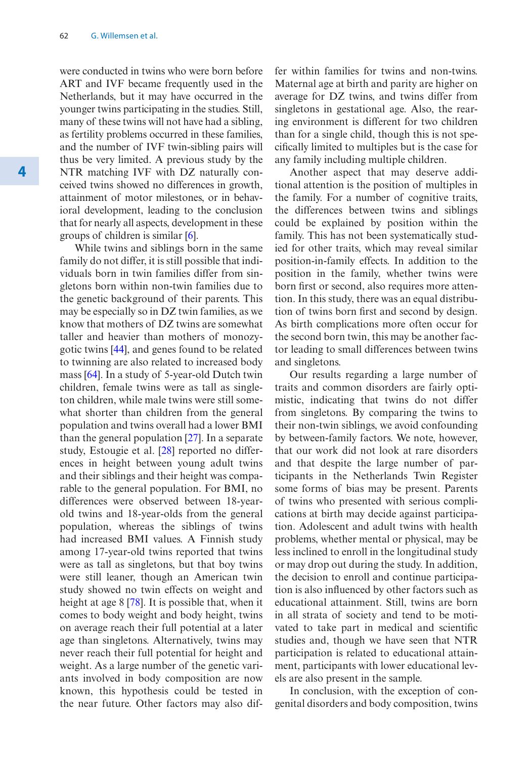were conducted in twins who were born before ART and IVF became frequently used in the Netherlands, but it may have occurred in the younger twins participating in the studies. Still, many of these twins will not have had a sibling, as fertility problems occurred in these families, and the number of IVF twin-sibling pairs will thus be very limited. A previous study by the NTR matching IVF with DZ naturally conceived twins showed no differences in growth, attainment of motor milestones, or in behavioral development, leading to the conclusion that for nearly all aspects, development in these groups of children is similar [6].

While twins and siblings born in the same family do not differ, it is still possible that individuals born in twin families differ from singletons born within non-twin families due to the genetic background of their parents. This may be especially so in DZ twin families, as we know that mothers of DZ twins are somewhat taller and heavier than mothers of monozygotic twins [44], and genes found to be related to twinning are also related to increased body mass [64]. In a study of 5-year-old Dutch twin children, female twins were as tall as singleton children, while male twins were still somewhat shorter than children from the general population and twins overall had a lower BMI than the general population [27]. In a separate study, Estougie et al. [28] reported no differences in height between young adult twins and their siblings and their height was comparable to the general population. For BMI, no differences were observed between 18-year-old twins and 18-year-olds from the general population, whereas the siblings of twins had increased BMI values. A Finnish study among 17-year-old twins reported that twins were as tall as singletons, but that boy twins were still leaner, though an American twin study showed no twin effects on weight and height at age 8 [78]. It is possible that, when it comes to body weight and body height, twins on average reach their full potential at a later age than singletons. Alternatively, twins may never reach their full potential for height and weight. As a large number of the genetic variants involved in body composition are now known, this hypothesis could be tested in the near future. Other factors may also differ within families for twins and non-twins. Maternal age at birth and parity are higher on average for DZ twins, and twins differ from singletons in gestational age. Also, the rearing environment is different for two children than for a single child, though this is not specifically limited to multiples but is the case for any family including multiple children.

Another aspect that may deserve additional attention is the position of multiples in the family. For a number of cognitive traits, the differences between twins and siblings could be explained by position within the family. This has not been systematically studied for other traits, which may reveal similar position-in-family effects. In addition to the position in the family, whether twins were born first or second, also requires more attention. In this study, there was an equal distribution of twins born first and second by design. As birth complications more often occur for the second born twin, this may be another factor leading to small differences between twins and singletons.

Our results regarding a large number of traits and common disorders are fairly optimistic, indicating that twins do not differ from singletons. By comparing the twins to their non-twin siblings, we avoid confounding by between-family factors. We note, however, that our work did not look at rare disorders and that despite the large number of participants in the Netherlands Twin Register some forms of bias may be present. Parents of twins who presented with serious complications at birth may decide against participation. Adolescent and adult twins with health problems, whether mental or physical, may be less inclined to enroll in the longitudinal study or may drop out during the study. In addition, the decision to enroll and continue participation is also influenced by other factors such as educational attainment. Still, twins are born in all strata of society and tend to be motivated to take part in medical and scientific studies and, though we have seen that NTR participation is related to educational attainment, participants with lower educational levels are also present in the sample.

In conclusion, with the exception of congenital disorders and body composition, twins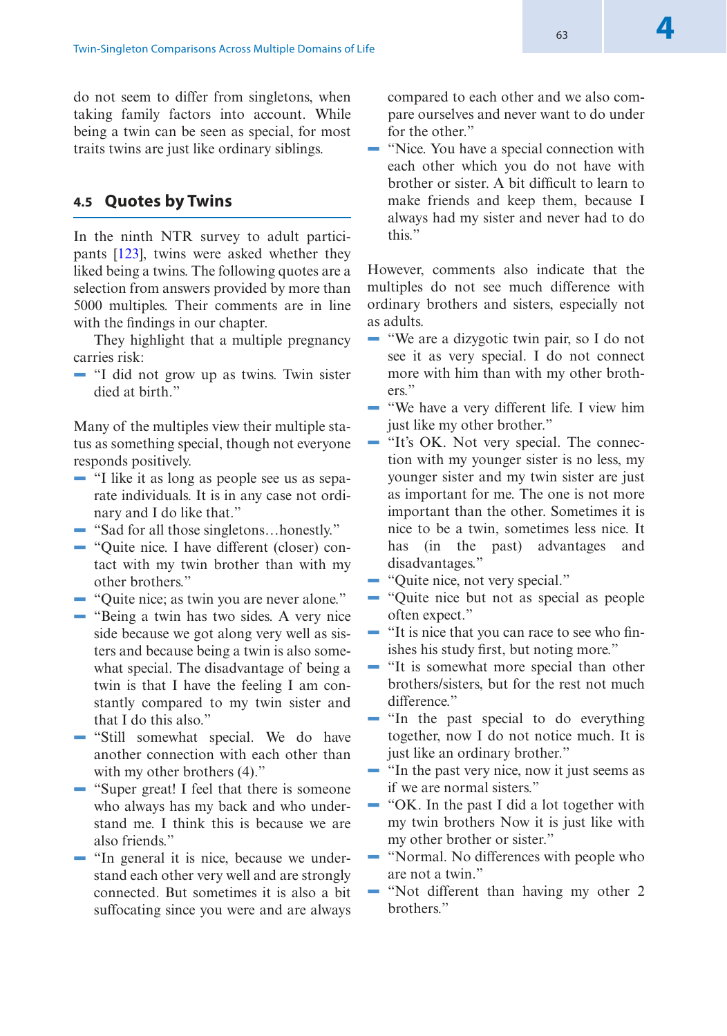do not seem to differ from singletons, when taking family factors into account. While being a twin can be seen as special, for most traits twins are just like ordinary siblings.

## 4.5 Quotes by Twins

In the ninth NTR survey to adult participants [123], twins were asked whether they liked being a twins. The following quotes are a selection from answers provided by more than 5000 multiples. Their comments are in line with the findings in our chapter.

They highlight that a multiple pregnancy carries risk:

- "I did not grow up as twins. Twin sister died at birth."

Many of the multiples view their multiple status as something special, though not everyone responds positively.

- "I like it as long as people see us as separate individuals. It is in any case not ordinary and I do like that."
- "Sad for all those singletons…honestly."
- "Quite nice. I have different (closer) contact with my twin brother than with my other brothers."
- "Quite nice; as twin you are never alone."
- "Being a twin has two sides. A very nice side because we got along very well as sisters and because being a twin is also somewhat special. The disadvantage of being a twin is that I have the feeling I am constantly compared to my twin sister and that I do this also."
- "Still somewhat special. We do have another connection with each other than with my other brothers (4)."
- "Super great! I feel that there is someone who always has my back and who understand me. I think this is because we are also friends."
- "In general it is nice, because we understand each other very well and are strongly connected. But sometimes it is also a bit suffocating since you were and are always compared to each other and we also compare ourselves and never want to do under for the other."
- "Nice. You have a special connection with each other which you do not have with brother or sister. A bit difficult to learn to make friends and keep them, because I always had my sister and never had to do this."

However, comments also indicate that the multiples do not see much difference with ordinary brothers and sisters, especially not as adults.

- "We are a dizygotic twin pair, so I do not see it as very special. I do not connect more with him than with my other brothers."
- "We have a very different life. I view him just like my other brother."
- "It's OK. Not very special. The connection with my younger sister is no less, my younger sister and my twin sister are just as important for me. The one is not more important than the other. Sometimes it is nice to be a twin, sometimes less nice. It has (in the past) advantages and disadvantages."
- "Quite nice, not very special."
- "Quite nice but not as special as people often expect."
- "It is nice that you can race to see who finishes his study first, but noting more."
- "It is somewhat more special than other brothers/sisters, but for the rest not much difference."
- "In the past special to do everything together, now I do not notice much. It is just like an ordinary brother."
- "In the past very nice, now it just seems as if we are normal sisters."
- "OK. In the past I did a lot together with my twin brothers Now it is just like with my other brother or sister."
- "Normal. No differences with people who are not a twin."
- "Not different than having my other 2 brothers."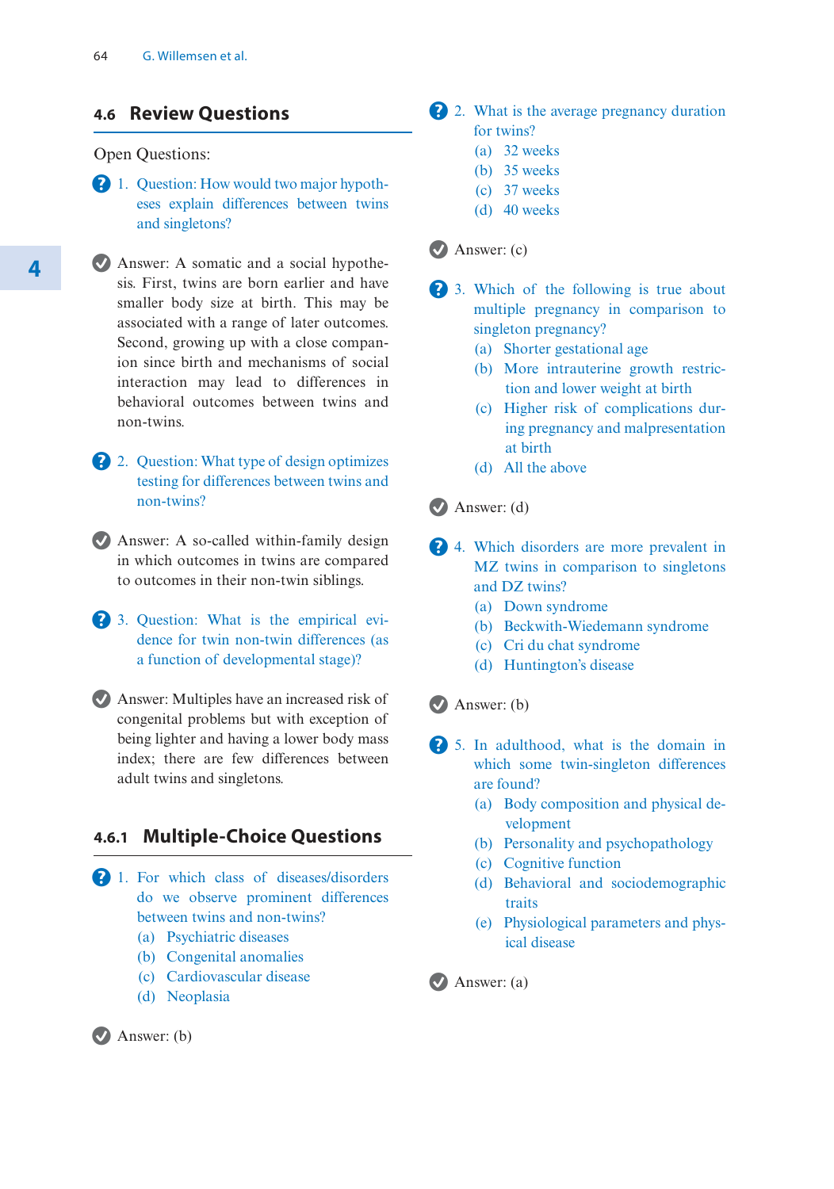## 4.6 Review Questions

Open Questions:

1. Question: How would two major hypotheses explain differences between twins and singletons?

Answer: A somatic and a social hypothesis. First, twins are born earlier and have smaller body size at birth. This may be associated with a range of later outcomes. Second, growing up with a close companion since birth and mechanisms of social interaction may lead to differences in behavioral outcomes between twins and non-twins.

2. Question: What type of design optimizes testing for differences between twins and non-twins?

Answer: A so-called within-family design in which outcomes in twins are compared to outcomes in their non-twin siblings.

3. Question: What is the empirical evidence for twin non-twin differences (as a function of developmental stage)?

Answer: Multiples have an increased risk of congenital problems but with exception of being lighter and having a lower body mass index; there are few differences between adult twins and singletons.

### 4.6.1 Multiple-Choice Questions

1. For which class of diseases/disorders do we observe prominent differences between twins and non-twins?
   (a) Psychiatric diseases
   (b) Congenital anomalies
   (c) Cardiovascular disease
   (d) Neoplasia

Answer: (b)

2. What is the average pregnancy duration for twins?
   (a) 32 weeks
   (b) 35 weeks
   (c) 37 weeks
   (d) 40 weeks

Answer: (c)

3. Which of the following is true about multiple pregnancy in comparison to singleton pregnancy?
   (a) Shorter gestational age
   (b) More intrauterine growth restriction and lower weight at birth
   (c) Higher risk of complications during pregnancy and malpresentation at birth
   (d) All the above

Answer: (d)

4. Which disorders are more prevalent in MZ twins in comparison to singletons and DZ twins?
   (a) Down syndrome
   (b) Beckwith-Wiedemann syndrome
   (c) Cri du chat syndrome
   (d) Huntington's disease

Answer: (b)

5. In adulthood, what is the domain in which some twin-singleton differences are found?
   (a) Body composition and physical development
   (b) Personality and psychopathology
   (c) Cognitive function
   (d) Behavioral and sociodemographic traits
   (e) Physiological parameters and physical disease

Answer: (a)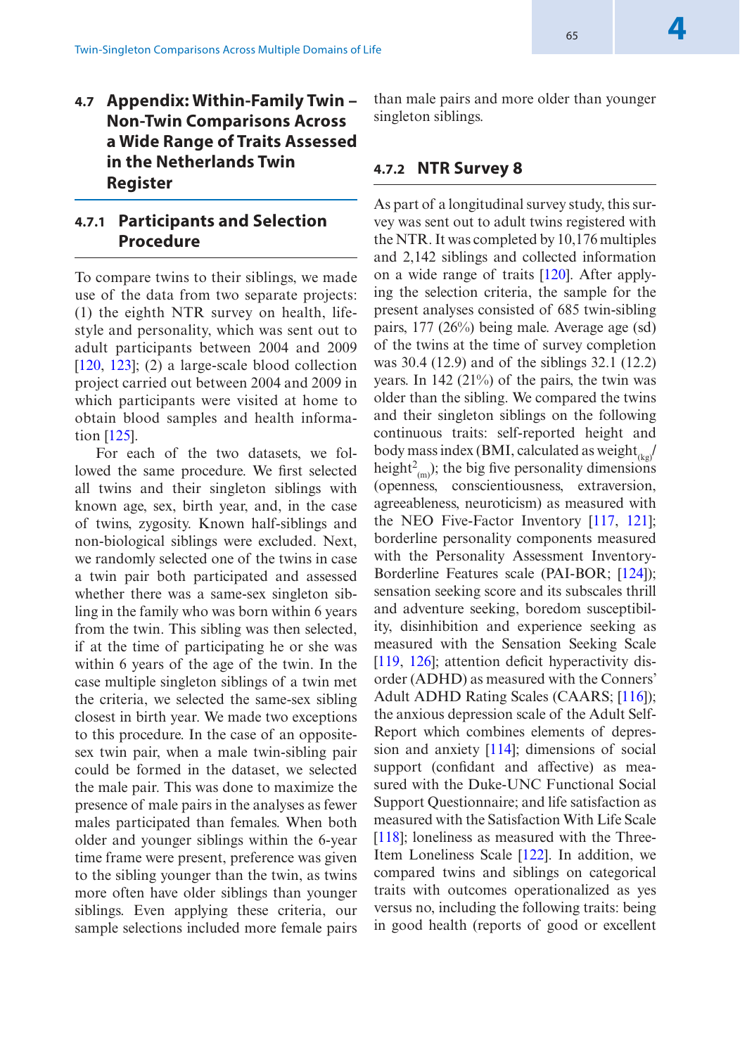## 4.7 Appendix: Within-Family Twin – Non-Twin Comparisons Across a Wide Range of Traits Assessed in the Netherlands Twin Register

### 4.7.1 Participants and Selection Procedure

To compare twins to their siblings, we made use of the data from two separate projects: (1) the eighth NTR survey on health, lifestyle and personality, which was sent out to adult participants between 2004 and 2009 [120, 123]; (2) a large-scale blood collection project carried out between 2004 and 2009 in which participants were visited at home to obtain blood samples and health information [125].

For each of the two datasets, we followed the same procedure. We first selected all twins and their singleton siblings with known age, sex, birth year, and, in the case of twins, zygosity. Known half-siblings and non-biological siblings were excluded. Next, we randomly selected one of the twins in case a twin pair both participated and assessed whether there was a same-sex singleton sibling in the family who was born within 6 years from the twin. This sibling was then selected, if at the time of participating he or she was within 6 years of the age of the twin. In the case multiple singleton siblings of a twin met the criteria, we selected the same-sex sibling closest in birth year. We made two exceptions to this procedure. In the case of an opposite-sex twin pair, when a male twin-sibling pair could be formed in the dataset, we selected the male pair. This was done to maximize the presence of male pairs in the analyses as fewer males participated than females. When both older and younger siblings within the 6-year time frame were present, preference was given to the sibling younger than the twin, as twins more often have older siblings than younger siblings. Even applying these criteria, our sample selections included more female pairs than male pairs and more older than younger singleton siblings.

### 4.7.2 NTR Survey 8

As part of a longitudinal survey study, this survey was sent out to adult twins registered with the NTR. It was completed by 10,176 multiples and 2,142 siblings and collected information on a wide range of traits [120]. After applying the selection criteria, the sample for the present analyses consisted of 685 twin-sibling pairs, 177 (26%) being male. Average age (sd) of the twins at the time of survey completion was 30.4 (12.9) and of the siblings 32.1 (12.2) years. In 142 (21%) of the pairs, the twin was older than the sibling. We compared the twins and their singleton siblings on the following continuous traits: self-reported height and body mass index (BMI, calculated as weight$_{(kg)}$/height$^2_{(m)}$); the big five personality dimensions (openness, conscientiousness, extraversion, agreeableness, neuroticism) as measured with the NEO Five-Factor Inventory [117, 121]; borderline personality components measured with the Personality Assessment Inventory-Borderline Features scale (PAI-BOR; [124]); sensation seeking score and its subscales thrill and adventure seeking, boredom susceptibility, disinhibition and experience seeking as measured with the Sensation Seeking Scale [119, 126]; attention deficit hyperactivity disorder (ADHD) as measured with the Conners' Adult ADHD Rating Scales (CAARS; [116]); the anxious depression scale of the Adult Self-Report which combines elements of depression and anxiety [114]; dimensions of social support (confidant and affective) as measured with the Duke-UNC Functional Social Support Questionnaire; and life satisfaction as measured with the Satisfaction With Life Scale [118]; loneliness as measured with the Three-Item Loneliness Scale [122]. In addition, we compared twins and siblings on categorical traits with outcomes operationalized as yes versus no, including the following traits: being in good health (reports of good or excellent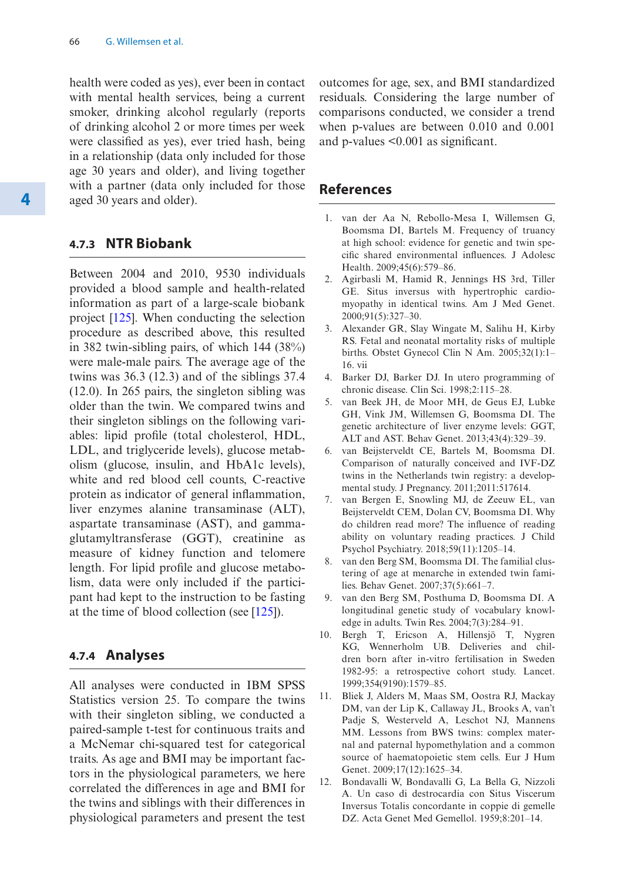health were coded as yes), ever been in contact with mental health services, being a current smoker, drinking alcohol regularly (reports of drinking alcohol 2 or more times per week were classified as yes), ever tried hash, being in a relationship (data only included for those age 30 years and older), and living together with a partner (data only included for those aged 30 years and older).

### 4.7.3 NTR Biobank

Between 2004 and 2010, 9530 individuals provided a blood sample and health-related information as part of a large-scale biobank project [125]. When conducting the selection procedure as described above, this resulted in 382 twin-sibling pairs, of which 144 (38%) were male-male pairs. The average age of the twins was 36.3 (12.3) and of the siblings 37.4 (12.0). In 265 pairs, the singleton sibling was older than the twin. We compared twins and their singleton siblings on the following variables: lipid profile (total cholesterol, HDL, LDL, and triglyceride levels), glucose metabolism (glucose, insulin, and HbA1c levels), white and red blood cell counts, C-reactive protein as indicator of general inflammation, liver enzymes alanine transaminase (ALT), aspartate transaminase (AST), and gamma-glutamyltransferase (GGT), creatinine as measure of kidney function and telomere length. For lipid profile and glucose metabolism, data were only included if the participant had kept to the instruction to be fasting at the time of blood collection (see [125]).

### 4.7.4 Analyses

All analyses were conducted in IBM SPSS Statistics version 25. To compare the twins with their singleton sibling, we conducted a paired-sample t-test for continuous traits and a McNemar chi-squared test for categorical traits. As age and BMI may be important factors in the physiological parameters, we here correlated the differences in age and BMI for the twins and siblings with their differences in physiological parameters and present the test outcomes for age, sex, and BMI standardized residuals. Considering the large number of comparisons conducted, we consider a trend when p-values are between 0.010 and 0.001 and p-values <0.001 as significant.

## References

1. van der Aa N, Rebollo-Mesa I, Willemsen G, Boomsma DI, Bartels M. Frequency of truancy at high school: evidence for genetic and twin specific shared environmental influences. J Adolesc Health. 2009;45(6):579–86.
2. Agirbasli M, Hamid R, Jennings HS 3rd, Tiller GE. Situs inversus with hypertrophic cardiomyopathy in identical twins. Am J Med Genet. 2000;91(5):327–30.
3. Alexander GR, Slay Wingate M, Salihu H, Kirby RS. Fetal and neonatal mortality risks of multiple births. Obstet Gynecol Clin N Am. 2005;32(1):1–16. vii
4. Barker DJ, Barker DJ. In utero programming of chronic disease. Clin Sci. 1998;2:115–28.
5. van Beek JH, de Moor MH, de Geus EJ, Lubke GH, Vink JM, Willemsen G, Boomsma DI. The genetic architecture of liver enzyme levels: GGT, ALT and AST. Behav Genet. 2013;43(4):329–39.
6. van Beijsterveldt CE, Bartels M, Boomsma DI. Comparison of naturally conceived and IVF-DZ twins in the Netherlands twin registry: a developmental study. J Pregnancy. 2011;2011:517614.
7. van Bergen E, Snowling MJ, de Zeeuw EL, van Beijsterveldt CEM, Dolan CV, Boomsma DI. Why do children read more? The influence of reading ability on voluntary reading practices. J Child Psychol Psychiatry. 2018;59(11):1205–14.
8. van den Berg SM, Boomsma DI. The familial clustering of age at menarche in extended twin families. Behav Genet. 2007;37(5):661–7.
9. van den Berg SM, Posthuma D, Boomsma DI. A longitudinal genetic study of vocabulary knowledge in adults. Twin Res. 2004;7(3):284–91.
10. Bergh T, Ericson A, Hillensjö T, Nygren KG, Wennerholm UB. Deliveries and children born after in-vitro fertilisation in Sweden 1982-95: a retrospective cohort study. Lancet. 1999;354(9190):1579–85.
11. Bliek J, Alders M, Maas SM, Oostra RJ, Mackay DM, van der Lip K, Callaway JL, Brooks A, van't Padje S, Westerveld A, Leschot NJ, Mannens MM. Lessons from BWS twins: complex maternal and paternal hypomethylation and a common source of haematopoietic stem cells. Eur J Hum Genet. 2009;17(12):1625–34.
12. Bondavalli W, Bondavalli G, La Bella G, Nizzoli A. Un caso di destrocardia con Situs Viscerum Inversus Totalis concordante in coppie di gemelle DZ. Acta Genet Med Gemellol. 1959;8:201–14.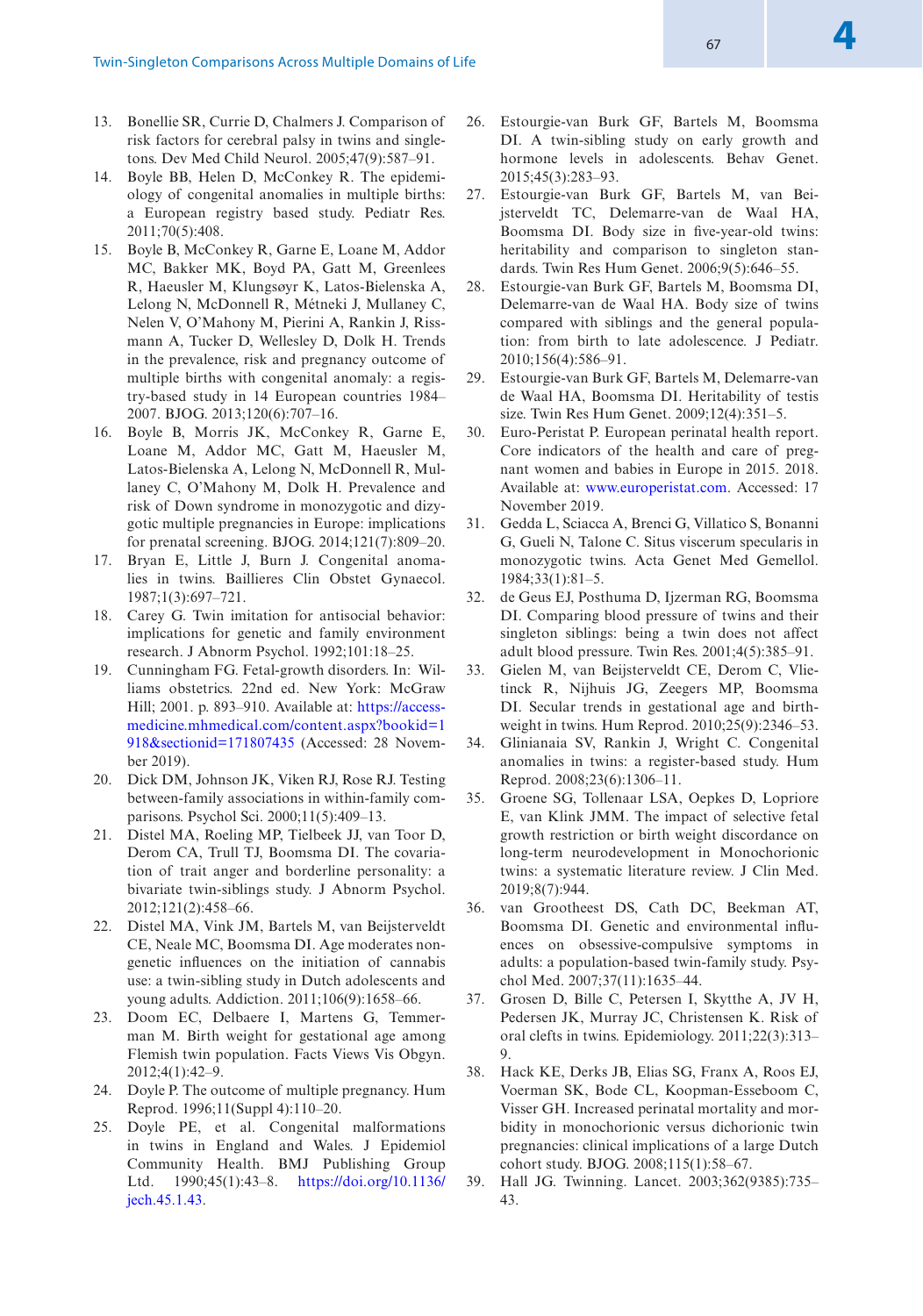13. Bonellie SR, Currie D, Chalmers J. Comparison of risk factors for cerebral palsy in twins and singletons. Dev Med Child Neurol. 2005;47(9):587–91.
14. Boyle BB, Helen D, McConkey R. The epidemiology of congenital anomalies in multiple births: a European registry based study. Pediatr Res. 2011;70(5):408.
15. Boyle B, McConkey R, Garne E, Loane M, Addor MC, Bakker MK, Boyd PA, Gatt M, Greenlees R, Haeusler M, Klungsøyr K, Latos-Bielenska A, Lelong N, McDonnell R, Métneki J, Mullaney C, Nelen V, O'Mahony M, Pierini A, Rankin J, Rissmann A, Tucker D, Wellesley D, Dolk H. Trends in the prevalence, risk and pregnancy outcome of multiple births with congenital anomaly: a registry-based study in 14 European countries 1984–2007. BJOG. 2013;120(6):707–16.
16. Boyle B, Morris JK, McConkey R, Garne E, Loane M, Addor MC, Gatt M, Haeusler M, Latos-Bielenska A, Lelong N, McDonnell R, Mullaney C, O'Mahony M, Dolk H. Prevalence and risk of Down syndrome in monozygotic and dizygotic multiple pregnancies in Europe: implications for prenatal screening. BJOG. 2014;121(7):809–20.
17. Bryan E, Little J, Burn J. Congenital anomalies in twins. Baillieres Clin Obstet Gynaecol. 1987;1(3):697–721.
18. Carey G. Twin imitation for antisocial behavior: implications for genetic and family environment research. J Abnorm Psychol. 1992;101:18–25.
19. Cunningham FG. Fetal-growth disorders. In: Williams obstetrics. 22nd ed. New York: McGraw Hill; 2001. p. 893–910. Available at: https://accessmedicine.mhmedical.com/content.aspx?bookid=1918&sectionid=171807435 (Accessed: 28 November 2019).
20. Dick DM, Johnson JK, Viken RJ, Rose RJ. Testing between-family associations in within-family comparisons. Psychol Sci. 2000;11(5):409–13.
21. Distel MA, Roeling MP, Tielbeek JJ, van Toor D, Derom CA, Trull TJ, Boomsma DI. The covariation of trait anger and borderline personality: a bivariate twin-siblings study. J Abnorm Psychol. 2012;121(2):458–66.
22. Distel MA, Vink JM, Bartels M, van Beijsterveldt CE, Neale MC, Boomsma DI. Age moderates non-genetic influences on the initiation of cannabis use: a twin-sibling study in Dutch adolescents and young adults. Addiction. 2011;106(9):1658–66.
23. Doom EC, Delbaere I, Martens G, Temmerman M. Birth weight for gestational age among Flemish twin population. Facts Views Vis Obgyn. 2012;4(1):42–9.
24. Doyle P. The outcome of multiple pregnancy. Hum Reprod. 1996;11(Suppl 4):110–20.
25. Doyle PE, et al. Congenital malformations in twins in England and Wales. J Epidemiol Community Health. BMJ Publishing Group Ltd. 1990;45(1):43–8. https://doi.org/10.1136/jech.45.1.43.
26. Estourgie-van Burk GF, Bartels M, Boomsma DI. A twin-sibling study on early growth and hormone levels in adolescents. Behav Genet. 2015;45(3):283–93.
27. Estourgie-van Burk GF, Bartels M, van Beijsterveldt TC, Delemarre-van de Waal HA, Boomsma DI. Body size in five-year-old twins: heritability and comparison to singleton standards. Twin Res Hum Genet. 2006;9(5):646–55.
28. Estourgie-van Burk GF, Bartels M, Boomsma DI, Delemarre-van de Waal HA. Body size of twins compared with siblings and the general population: from birth to late adolescence. J Pediatr. 2010;156(4):586–91.
29. Estourgie-van Burk GF, Bartels M, Delemarre-van de Waal HA, Boomsma DI. Heritability of testis size. Twin Res Hum Genet. 2009;12(4):351–5.
30. Euro-Peristat P. European perinatal health report. Core indicators of the health and care of pregnant women and babies in Europe in 2015. 2018. Available at: www.europeristat.com. Accessed: 17 November 2019.
31. Gedda L, Sciacca A, Brenci G, Villatico S, Bonanni G, Gueli N, Talone C. Situs viscerum specularis in monozygotic twins. Acta Genet Med Gemellol. 1984;33(1):81–5.
32. de Geus EJ, Posthuma D, Ijzerman RG, Boomsma DI. Comparing blood pressure of twins and their singleton siblings: being a twin does not affect adult blood pressure. Twin Res. 2001;4(5):385–91.
33. Gielen M, van Beijsterveldt CE, Derom C, Vlietinck R, Nijhuis JG, Zeegers MP, Boomsma DI. Secular trends in gestational age and birthweight in twins. Hum Reprod. 2010;25(9):2346–53.
34. Glinianaia SV, Rankin J, Wright C. Congenital anomalies in twins: a register-based study. Hum Reprod. 2008;23(6):1306–11.
35. Groene SG, Tollenaar LSA, Oepkes D, Lopriore E, van Klink JMM. The impact of selective fetal growth restriction or birth weight discordance on long-term neurodevelopment in Monochorionic twins: a systematic literature review. J Clin Med. 2019;8(7):944.
36. van Grootheest DS, Cath DC, Beekman AT, Boomsma DI. Genetic and environmental influences on obsessive-compulsive symptoms in adults: a population-based twin-family study. Psychol Med. 2007;37(11):1635–44.
37. Grosen D, Bille C, Petersen I, Skytthe A, JV H, Pedersen JK, Murray JC, Christensen K. Risk of oral clefts in twins. Epidemiology. 2011;22(3):313–9.
38. Hack KE, Derks JB, Elias SG, Franx A, Roos EJ, Voerman SK, Bode CL, Koopman-Esseboom C, Visser GH. Increased perinatal mortality and morbidity in monochorionic versus dichorionic twin pregnancies: clinical implications of a large Dutch cohort study. BJOG. 2008;115(1):58–67.
39. Hall JG. Twinning. Lancet. 2003;362(9385):735–43.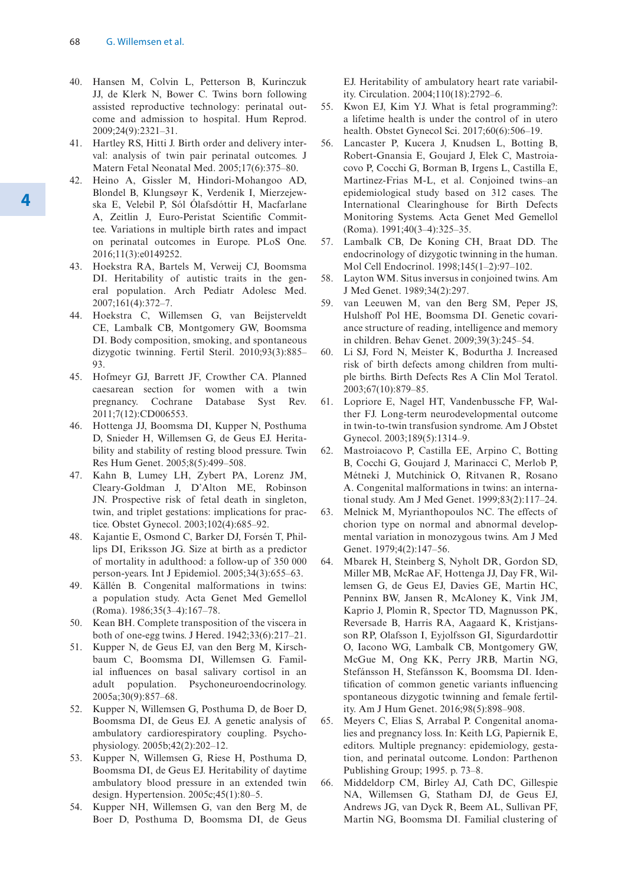40. Hansen M, Colvin L, Petterson B, Kurinczuk JJ, de Klerk N, Bower C. Twins born following assisted reproductive technology: perinatal outcome and admission to hospital. Hum Reprod. 2009;24(9):2321–31.
41. Hartley RS, Hitti J. Birth order and delivery interval: analysis of twin pair perinatal outcomes. J Matern Fetal Neonatal Med. 2005;17(6):375–80.
42. Heino A, Gissler M, Hindori-Mohangoo AD, Blondel B, Klungsøyr K, Verdenik I, Mierzejewska E, Velebil P, Sól Ólafsdóttir H, Macfarlane A, Zeitlin J, Euro-Peristat Scientific Committee. Variations in multiple birth rates and impact on perinatal outcomes in Europe. PLoS One. 2016;11(3):e0149252.
43. Hoekstra RA, Bartels M, Verweij CJ, Boomsma DI. Heritability of autistic traits in the general population. Arch Pediatr Adolesc Med. 2007;161(4):372–7.
44. Hoekstra C, Willemsen G, van Beijsterveldt CE, Lambalk CB, Montgomery GW, Boomsma DI. Body composition, smoking, and spontaneous dizygotic twinning. Fertil Steril. 2010;93(3):885–93.
45. Hofmeyr GJ, Barrett JF, Crowther CA. Planned caesarean section for women with a twin pregnancy. Cochrane Database Syst Rev. 2011;7(12):CD006553.
46. Hottenga JJ, Boomsma DI, Kupper N, Posthuma D, Snieder H, Willemsen G, de Geus EJ. Heritability and stability of resting blood pressure. Twin Res Hum Genet. 2005;8(5):499–508.
47. Kahn B, Lumey LH, Zybert PA, Lorenz JM, Cleary-Goldman J, D'Alton ME, Robinson JN. Prospective risk of fetal death in singleton, twin, and triplet gestations: implications for practice. Obstet Gynecol. 2003;102(4):685–92.
48. Kajantie E, Osmond C, Barker DJ, Forsén T, Phillips DI, Eriksson JG. Size at birth as a predictor of mortality in adulthood: a follow-up of 350 000 person-years. Int J Epidemiol. 2005;34(3):655–63.
49. Källén B. Congenital malformations in twins: a population study. Acta Genet Med Gemellol (Roma). 1986;35(3–4):167–78.
50. Kean BH. Complete transposition of the viscera in both of one-egg twins. J Hered. 1942;33(6):217–21.
51. Kupper N, de Geus EJ, van den Berg M, Kirschbaum C, Boomsma DI, Willemsen G. Familial influences on basal salivary cortisol in an adult population. Psychoneuroendocrinology. 2005a;30(9):857–68.
52. Kupper N, Willemsen G, Posthuma D, de Boer D, Boomsma DI, de Geus EJ. A genetic analysis of ambulatory cardiorespiratory coupling. Psychophysiology. 2005b;42(2):202–12.
53. Kupper N, Willemsen G, Riese H, Posthuma D, Boomsma DI, de Geus EJ. Heritability of daytime ambulatory blood pressure in an extended twin design. Hypertension. 2005c;45(1):80–5.
54. Kupper NH, Willemsen G, van den Berg M, de Boer D, Posthuma D, Boomsma DI, de Geus EJ. Heritability of ambulatory heart rate variability. Circulation. 2004;110(18):2792–6.
55. Kwon EJ, Kim YJ. What is fetal programming?: a lifetime health is under the control of in utero health. Obstet Gynecol Sci. 2017;60(6):506–19.
56. Lancaster P, Kucera J, Knudsen L, Botting B, Robert-Gnansia E, Goujard J, Elek C, Mastroiacovo P, Cocchi G, Borman B, Irgens L, Castilla E, Martinez-Frias M-L, et al. Conjoined twins–an epidemiological study based on 312 cases. The International Clearinghouse for Birth Defects Monitoring Systems. Acta Genet Med Gemellol (Roma). 1991;40(3–4):325–35.
57. Lambalk CB, De Koning CH, Braat DD. The endocrinology of dizygotic twinning in the human. Mol Cell Endocrinol. 1998;145(1–2):97–102.
58. Layton WM. Situs inversus in conjoined twins. Am J Med Genet. 1989;34(2):297.
59. van Leeuwen M, van den Berg SM, Peper JS, Hulshoff Pol HE, Boomsma DI. Genetic covariance structure of reading, intelligence and memory in children. Behav Genet. 2009;39(3):245–54.
60. Li SJ, Ford N, Meister K, Bodurtha J. Increased risk of birth defects among children from multiple births. Birth Defects Res A Clin Mol Teratol. 2003;67(10):879–85.
61. Lopriore E, Nagel HT, Vandenbussche FP, Walther FJ. Long-term neurodevelopmental outcome in twin-to-twin transfusion syndrome. Am J Obstet Gynecol. 2003;189(5):1314–9.
62. Mastroiacovo P, Castilla EE, Arpino C, Botting B, Cocchi G, Goujard J, Marinacci C, Merlob P, Métneki J, Mutchinick O, Ritvanen R, Rosano A. Congenital malformations in twins: an international study. Am J Med Genet. 1999;83(2):117–24.
63. Melnick M, Myrianthopoulos NC. The effects of chorion type on normal and abnormal developmental variation in monozygous twins. Am J Med Genet. 1979;4(2):147–56.
64. Mbarek H, Steinberg S, Nyholt DR, Gordon SD, Miller MB, McRae AF, Hottenga JJ, Day FR, Willemsen G, de Geus EJ, Davies GE, Martin HC, Penninx BW, Jansen R, McAloney K, Vink JM, Kaprio J, Plomin R, Spector TD, Magnusson PK, Reversade B, Harris RA, Aagaard K, Kristjansson RP, Olafsson I, Eyjolfsson GI, Sigurdardottir O, Iacono WG, Lambalk CB, Montgomery GW, McGue M, Ong KK, Perry JRB, Martin NG, Stefánsson H, Stefánsson K, Boomsma DI. Identification of common genetic variants influencing spontaneous dizygotic twinning and female fertility. Am J Hum Genet. 2016;98(5):898–908.
65. Meyers C, Elias S, Arrabal P. Congenital anomalies and pregnancy loss. In: Keith LG, Papiernik E, editors. Multiple pregnancy: epidemiology, gestation, and perinatal outcome. London: Parthenon Publishing Group; 1995. p. 73–8.
66. Middeldorp CM, Birley AJ, Cath DC, Gillespie NA, Willemsen G, Statham DJ, de Geus EJ, Andrews JG, van Dyck R, Beem AL, Sullivan PF, Martin NG, Boomsma DI. Familial clustering of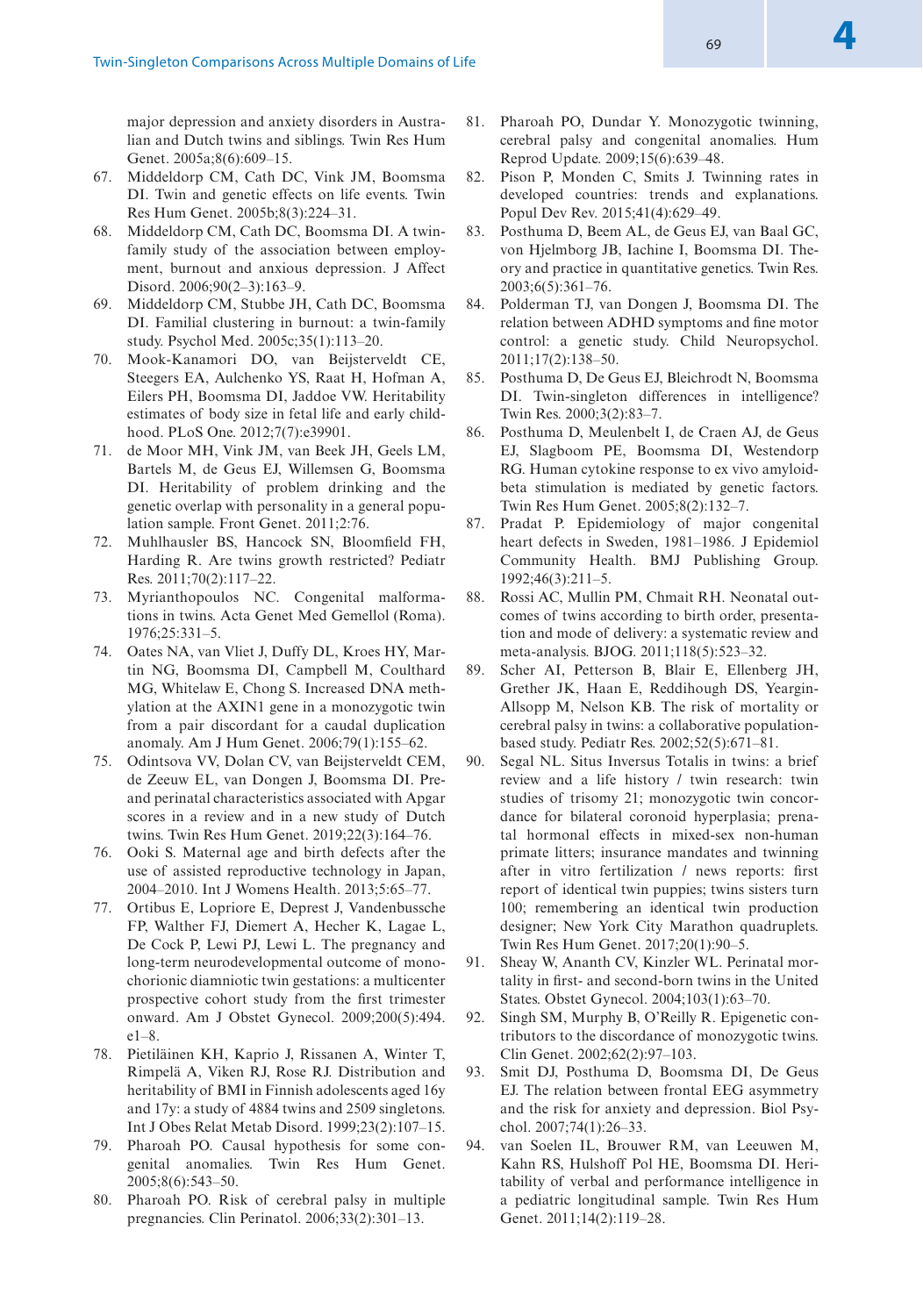major depression and anxiety disorders in Australian and Dutch twins and siblings. Twin Res Hum Genet. 2005a;8(6):609–15.

67. Middeldorp CM, Cath DC, Vink JM, Boomsma DI. Twin and genetic effects on life events. Twin Res Hum Genet. 2005b;8(3):224–31.
68. Middeldorp CM, Cath DC, Boomsma DI. A twin-family study of the association between employment, burnout and anxious depression. J Affect Disord. 2006;90(2–3):163–9.
69. Middeldorp CM, Stubbe JH, Cath DC, Boomsma DI. Familial clustering in burnout: a twin-family study. Psychol Med. 2005c;35(1):113–20.
70. Mook-Kanamori DO, van Beijsterveldt CE, Steegers EA, Aulchenko YS, Raat H, Hofman A, Eilers PH, Boomsma DI, Jaddoe VW. Heritability estimates of body size in fetal life and early childhood. PLoS One. 2012;7(7):e39901.
71. de Moor MH, Vink JM, van Beek JH, Geels LM, Bartels M, de Geus EJ, Willemsen G, Boomsma DI. Heritability of problem drinking and the genetic overlap with personality in a general population sample. Front Genet. 2011;2:76.
72. Muhlhausler BS, Hancock SN, Bloomfield FH, Harding R. Are twins growth restricted? Pediatr Res. 2011;70(2):117–22.
73. Myrianthopoulos NC. Congenital malformations in twins. Acta Genet Med Gemellol (Roma). 1976;25:331–5.
74. Oates NA, van Vliet J, Duffy DL, Kroes HY, Martin NG, Boomsma DI, Campbell M, Coulthard MG, Whitelaw E, Chong S. Increased DNA methylation at the AXIN1 gene in a monozygotic twin from a pair discordant for a caudal duplication anomaly. Am J Hum Genet. 2006;79(1):155–62.
75. Odintsova VV, Dolan CV, van Beijsterveldt CEM, de Zeeuw EL, van Dongen J, Boomsma DI. Pre- and perinatal characteristics associated with Apgar scores in a review and in a new study of Dutch twins. Twin Res Hum Genet. 2019;22(3):164–76.
76. Ooki S. Maternal age and birth defects after the use of assisted reproductive technology in Japan, 2004–2010. Int J Womens Health. 2013;5:65–77.
77. Ortibus E, Lopriore E, Deprest J, Vandenbussche FP, Walther FJ, Diemert A, Hecher K, Lagae L, De Cock P, Lewi PJ, Lewi L. The pregnancy and long-term neurodevelopmental outcome of monochorionic diamniotic twin gestations: a multicenter prospective cohort study from the first trimester onward. Am J Obstet Gynecol. 2009;200(5):494.e1–8.
78. Pietiläinen KH, Kaprio J, Rissanen A, Winter T, Rimpelä A, Viken RJ, Rose RJ. Distribution and heritability of BMI in Finnish adolescents aged 16y and 17y: a study of 4884 twins and 2509 singletons. Int J Obes Relat Metab Disord. 1999;23(2):107–15.
79. Pharoah PO. Causal hypothesis for some congenital anomalies. Twin Res Hum Genet. 2005;8(6):543–50.
80. Pharoah PO. Risk of cerebral palsy in multiple pregnancies. Clin Perinatol. 2006;33(2):301–13.
81. Pharoah PO, Dundar Y. Monozygotic twinning, cerebral palsy and congenital anomalies. Hum Reprod Update. 2009;15(6):639–48.
82. Pison P, Monden C, Smits J. Twinning rates in developed countries: trends and explanations. Popul Dev Rev. 2015;41(4):629–49.
83. Posthuma D, Beem AL, de Geus EJ, van Baal GC, von Hjelmborg JB, Iachine I, Boomsma DI. Theory and practice in quantitative genetics. Twin Res. 2003;6(5):361–76.
84. Polderman TJ, van Dongen J, Boomsma DI. The relation between ADHD symptoms and fine motor control: a genetic study. Child Neuropsychol. 2011;17(2):138–50.
85. Posthuma D, De Geus EJ, Bleichrodt N, Boomsma DI. Twin-singleton differences in intelligence? Twin Res. 2000;3(2):83–7.
86. Posthuma D, Meulenbelt I, de Craen AJ, de Geus EJ, Slagboom PE, Boomsma DI, Westendorp RG. Human cytokine response to ex vivo amyloid-beta stimulation is mediated by genetic factors. Twin Res Hum Genet. 2005;8(2):132–7.
87. Pradat P. Epidemiology of major congenital heart defects in Sweden, 1981–1986. J Epidemiol Community Health. BMJ Publishing Group. 1992;46(3):211–5.
88. Rossi AC, Mullin PM, Chmait RH. Neonatal outcomes of twins according to birth order, presentation and mode of delivery: a systematic review and meta-analysis. BJOG. 2011;118(5):523–32.
89. Scher AI, Petterson B, Blair E, Ellenberg JH, Grether JK, Haan E, Reddihough DS, Yeargin-Allsopp M, Nelson KB. The risk of mortality or cerebral palsy in twins: a collaborative population-based study. Pediatr Res. 2002;52(5):671–81.
90. Segal NL. Situs Inversus Totalis in twins: a brief review and a life history / twin research: twin studies of trisomy 21; monozygotic twin concordance for bilateral coronoid hyperplasia; prenatal hormonal effects in mixed-sex non-human primate litters; insurance mandates and twinning after in vitro fertilization / news reports: first report of identical twin puppies; twins sisters turn 100; remembering an identical twin production designer; New York City Marathon quadruplets. Twin Res Hum Genet. 2017;20(1):90–5.
91. Sheay W, Ananth CV, Kinzler WL. Perinatal mortality in first- and second-born twins in the United States. Obstet Gynecol. 2004;103(1):63–70.
92. Singh SM, Murphy B, O'Reilly R. Epigenetic contributors to the discordance of monozygotic twins. Clin Genet. 2002;62(2):97–103.
93. Smit DJ, Posthuma D, Boomsma DI, De Geus EJ. The relation between frontal EEG asymmetry and the risk for anxiety and depression. Biol Psychol. 2007;74(1):26–33.
94. van Soelen IL, Brouwer RM, van Leeuwen M, Kahn RS, Hulshoff Pol HE, Boomsma DI. Heritability of verbal and performance intelligence in a pediatric longitudinal sample. Twin Res Hum Genet. 2011;14(2):119–28.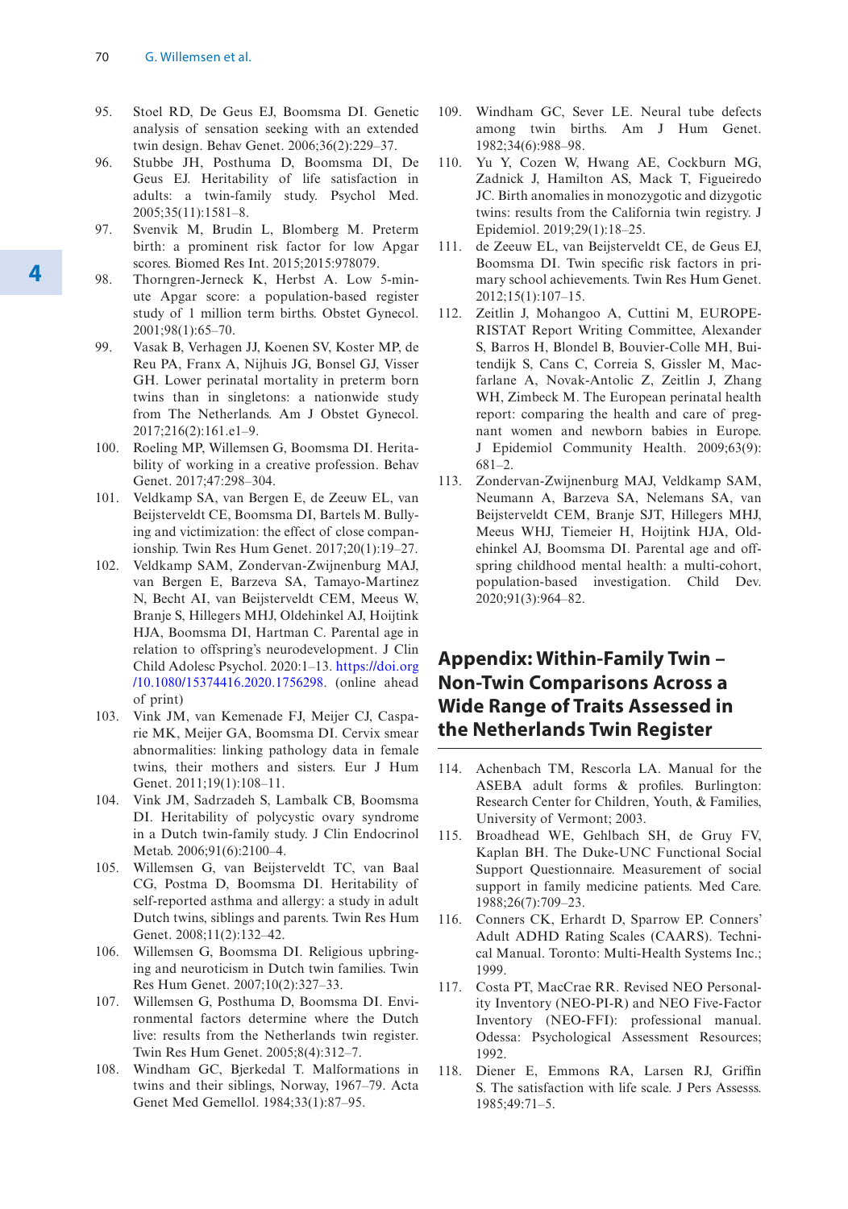95. Stoel RD, De Geus EJ, Boomsma DI. Genetic analysis of sensation seeking with an extended twin design. Behav Genet. 2006;36(2):229–37.
96. Stubbe JH, Posthuma D, Boomsma DI, De Geus EJ. Heritability of life satisfaction in adults: a twin-family study. Psychol Med. 2005;35(11):1581–8.
97. Svenvik M, Brudin L, Blomberg M. Preterm birth: a prominent risk factor for low Apgar scores. Biomed Res Int. 2015;2015:978079.
98. Thorngren-Jerneck K, Herbst A. Low 5-minute Apgar score: a population-based register study of 1 million term births. Obstet Gynecol. 2001;98(1):65–70.
99. Vasak B, Verhagen JJ, Koenen SV, Koster MP, de Reu PA, Franx A, Nijhuis JG, Bonsel GJ, Visser GH. Lower perinatal mortality in preterm born twins than in singletons: a nationwide study from The Netherlands. Am J Obstet Gynecol. 2017;216(2):161.e1–9.
100. Roeling MP, Willemsen G, Boomsma DI. Heritability of working in a creative profession. Behav Genet. 2017;47:298–304.
101. Veldkamp SA, van Bergen E, de Zeeuw EL, van Beijsterveldt CE, Boomsma DI, Bartels M. Bullying and victimization: the effect of close companionship. Twin Res Hum Genet. 2017;20(1):19–27.
102. Veldkamp SAM, Zondervan-Zwijnenburg MAJ, van Bergen E, Barzeva SA, Tamayo-Martinez N, Becht AI, van Beijsterveldt CEM, Meeus W, Branje S, Hillegers MHJ, Oldehinkel AJ, Hoijtink HJA, Boomsma DI, Hartman C. Parental age in relation to offspring's neurodevelopment. J Clin Child Adolesc Psychol. 2020:1–13. https://doi.org/10.1080/15374416.2020.1756298. (online ahead of print)
103. Vink JM, van Kemenade FJ, Meijer CJ, Casparie MK, Meijer GA, Boomsma DI. Cervix smear abnormalities: linking pathology data in female twins, their mothers and sisters. Eur J Hum Genet. 2011;19(1):108–11.
104. Vink JM, Sadrzadeh S, Lambalk CB, Boomsma DI. Heritability of polycystic ovary syndrome in a Dutch twin-family study. J Clin Endocrinol Metab. 2006;91(6):2100–4.
105. Willemsen G, van Beijsterveldt TC, van Baal CG, Postma D, Boomsma DI. Heritability of self-reported asthma and allergy: a study in adult Dutch twins, siblings and parents. Twin Res Hum Genet. 2008;11(2):132–42.
106. Willemsen G, Boomsma DI. Religious upbringing and neuroticism in Dutch twin families. Twin Res Hum Genet. 2007;10(2):327–33.
107. Willemsen G, Posthuma D, Boomsma DI. Environmental factors determine where the Dutch live: results from the Netherlands twin register. Twin Res Hum Genet. 2005;8(4):312–7.
108. Windham GC, Bjerkedal T. Malformations in twins and their siblings, Norway, 1967–79. Acta Genet Med Gemellol. 1984;33(1):87–95.
109. Windham GC, Sever LE. Neural tube defects among twin births. Am J Hum Genet. 1982;34(6):988–98.
110. Yu Y, Cozen W, Hwang AE, Cockburn MG, Zadnick J, Hamilton AS, Mack T, Figueiredo JC. Birth anomalies in monozygotic and dizygotic twins: results from the California twin registry. J Epidemiol. 2019;29(1):18–25.
111. de Zeeuw EL, van Beijsterveldt CE, de Geus EJ, Boomsma DI. Twin specific risk factors in primary school achievements. Twin Res Hum Genet. 2012;15(1):107–15.
112. Zeitlin J, Mohangoo A, Cuttini M, EUROPERISTAT Report Writing Committee, Alexander S, Barros H, Blondel B, Bouvier-Colle MH, Buitendijk S, Cans C, Correia S, Gissler M, Macfarlane A, Novak-Antolic Z, Zeitlin J, Zhang WH, Zimbeck M. The European perinatal health report: comparing the health and care of pregnant women and newborn babies in Europe. J Epidemiol Community Health. 2009;63(9):681–2.
113. Zondervan-Zwijnenburg MAJ, Veldkamp SAM, Neumann A, Barzeva SA, Nelemans SA, van Beijsterveldt CEM, Branje SJT, Hillegers MHJ, Meeus WHJ, Tiemeier H, Hoijtink HJA, Oldehinkel AJ, Boomsma DI. Parental age and offspring childhood mental health: a multi-cohort, population-based investigation. Child Dev. 2020;91(3):964–82.

## Appendix: Within-Family Twin – Non-Twin Comparisons Across a Wide Range of Traits Assessed in the Netherlands Twin Register

114. Achenbach TM, Rescorla LA. Manual for the ASEBA adult forms & profiles. Burlington: Research Center for Children, Youth, & Families, University of Vermont; 2003.
115. Broadhead WE, Gehlbach SH, de Gruy FV, Kaplan BH. The Duke-UNC Functional Social Support Questionnaire. Measurement of social support in family medicine patients. Med Care. 1988;26(7):709–23.
116. Conners CK, Erhardt D, Sparrow EP. Conners' Adult ADHD Rating Scales (CAARS). Technical Manual. Toronto: Multi-Health Systems Inc.; 1999.
117. Costa PT, MacCrae RR. Revised NEO Personality Inventory (NEO-PI-R) and NEO Five-Factor Inventory (NEO-FFI): professional manual. Odessa: Psychological Assessment Resources; 1992.
118. Diener E, Emmons RA, Larsen RJ, Griffin S. The satisfaction with life scale. J Pers Assesss. 1985;49:71–5.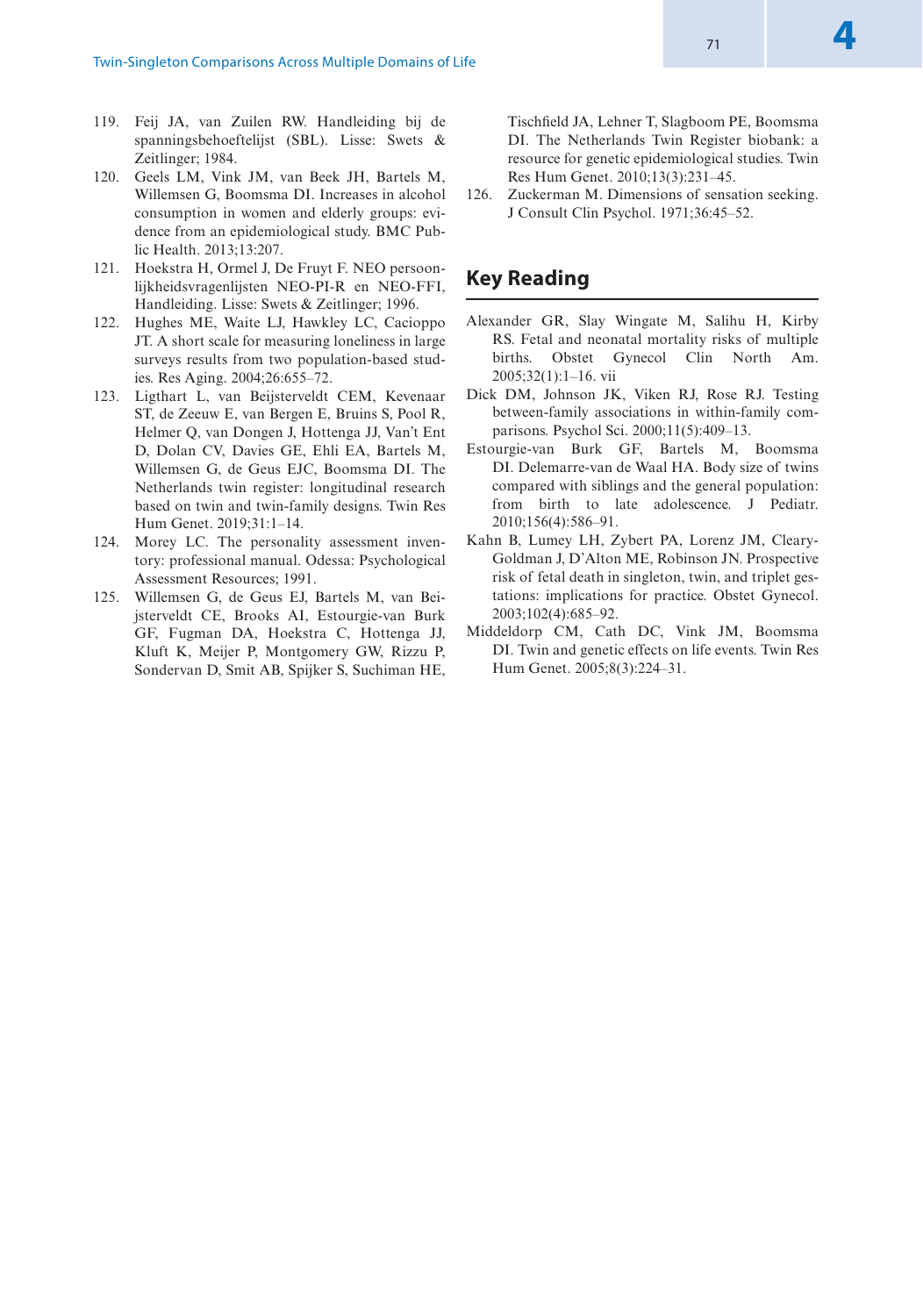119. Feij JA, van Zuilen RW. Handleiding bij de spanningsbehoeftelijst (SBL). Lisse: Swets & Zeitlinger; 1984.
120. Geels LM, Vink JM, van Beek JH, Bartels M, Willemsen G, Boomsma DI. Increases in alcohol consumption in women and elderly groups: evidence from an epidemiological study. BMC Public Health. 2013;13:207.
121. Hoekstra H, Ormel J, De Fruyt F. NEO persoonlijkheidsvragenlijsten NEO-PI-R en NEO-FFI, Handleiding. Lisse: Swets & Zeitlinger; 1996.
122. Hughes ME, Waite LJ, Hawkley LC, Cacioppo JT. A short scale for measuring loneliness in large surveys results from two population-based studies. Res Aging. 2004;26:655–72.
123. Ligthart L, van Beijsterveldt CEM, Kevenaar ST, de Zeeuw E, van Bergen E, Bruins S, Pool R, Helmer Q, van Dongen J, Hottenga JJ, Van't Ent D, Dolan CV, Davies GE, Ehli EA, Bartels M, Willemsen G, de Geus EJC, Boomsma DI. The Netherlands twin register: longitudinal research based on twin and twin-family designs. Twin Res Hum Genet. 2019;31:1–14.
124. Morey LC. The personality assessment inventory: professional manual. Odessa: Psychological Assessment Resources; 1991.
125. Willemsen G, de Geus EJ, Bartels M, van Beijsterveldt CE, Brooks AI, Estourgie-van Burk GF, Fugman DA, Hoekstra C, Hottenga JJ, Kluft K, Meijer P, Montgomery GW, Rizzu P, Sondervan D, Smit AB, Spijker S, Suchiman HE, Tischfield JA, Lehner T, Slagboom PE, Boomsma DI. The Netherlands Twin Register biobank: a resource for genetic epidemiological studies. Twin Res Hum Genet. 2010;13(3):231–45.
126. Zuckerman M. Dimensions of sensation seeking. J Consult Clin Psychol. 1971;36:45–52.

## Key Reading

Alexander GR, Slay Wingate M, Salihu H, Kirby RS. Fetal and neonatal mortality risks of multiple births. Obstet Gynecol Clin North Am. 2005;32(1):1–16. vii

Dick DM, Johnson JK, Viken RJ, Rose RJ. Testing between-family associations in within-family comparisons. Psychol Sci. 2000;11(5):409–13.

Estourgie-van Burk GF, Bartels M, Boomsma DI. Delemarre-van de Waal HA. Body size of twins compared with siblings and the general population: from birth to late adolescence. J Pediatr. 2010;156(4):586–91.

Kahn B, Lumey LH, Zybert PA, Lorenz JM, Cleary-Goldman J, D'Alton ME, Robinson JN. Prospective risk of fetal death in singleton, twin, and triplet gestations: implications for practice. Obstet Gynecol. 2003;102(4):685–92.

Middeldorp CM, Cath DC, Vink JM, Boomsma DI. Twin and genetic effects on life events. Twin Res Hum Genet. 2005;8(3):224–31.